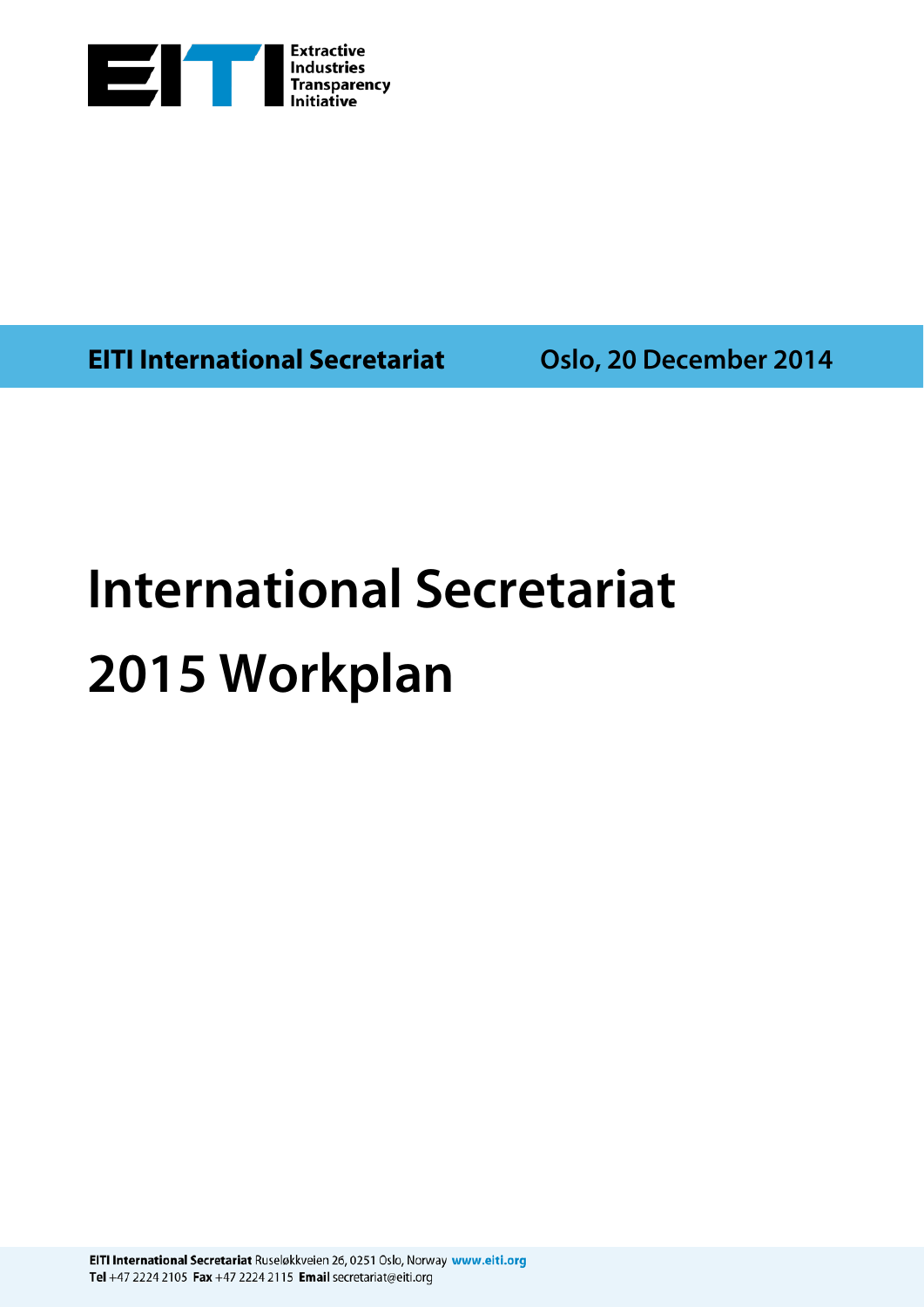Extractive Industries Transparency Initiative

**EITI International Secretariat** Oslo, 20 December 2014

# International Secretariat 2015 Workplan

**EITI International Secretariat** Ruseløkkveien 26, 0251 Oslo, Norway **www.eiti.org**
**Tel** +47 2224 2105 **Fax** +47 2224 2115 **Email** secretariat@eiti.org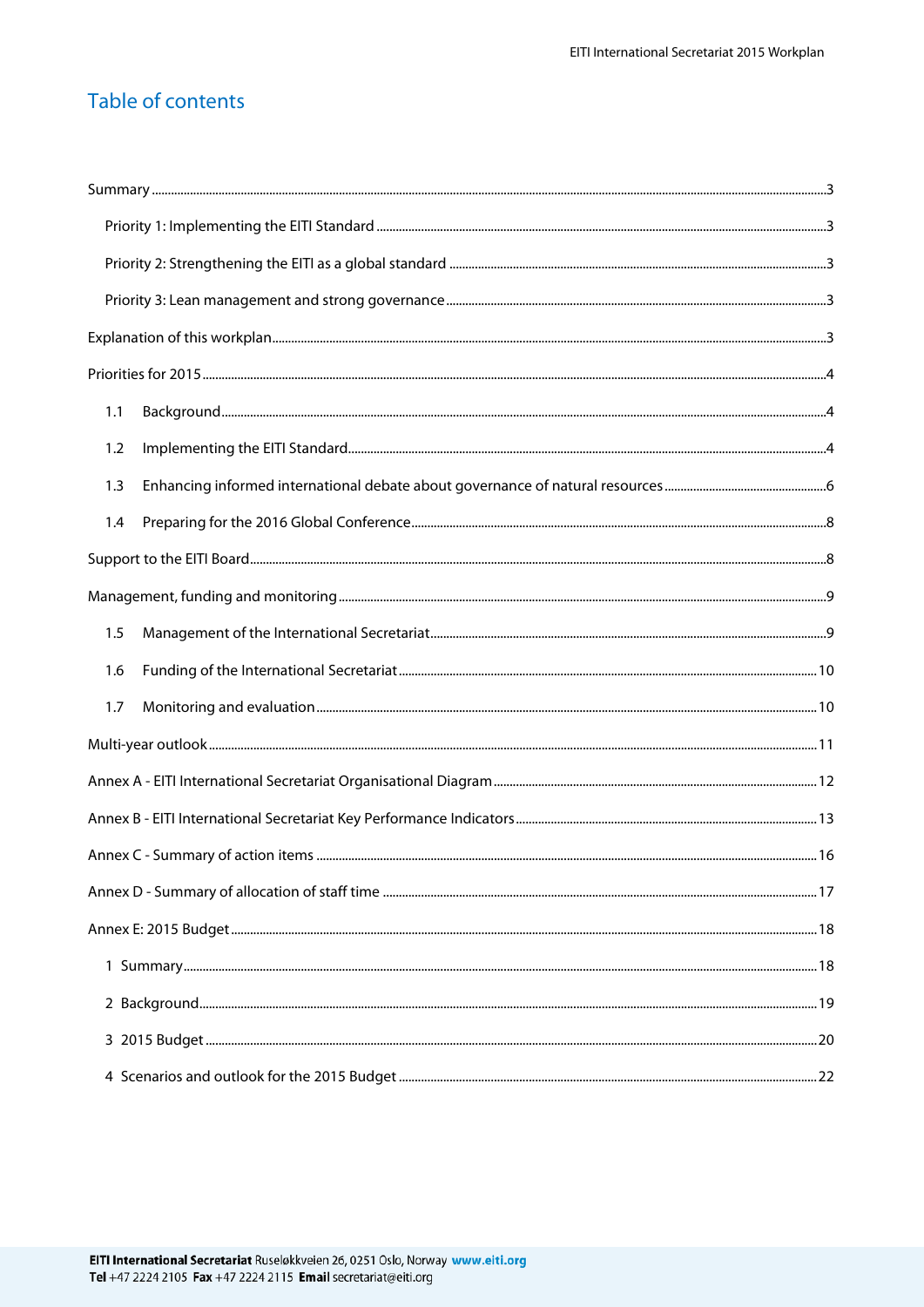# Table of contents

Summary ...3

Priority 1: Implementing the EITI Standard ...3

Priority 2: Strengthening the EITI as a global standard ...3

Priority 3: Lean management and strong governance ...3

Explanation of this workplan...3

Priorities for 2015...4

1.1 Background...4

1.2 Implementing the EITI Standard...4

1.3 Enhancing informed international debate about governance of natural resources...6

1.4 Preparing for the 2016 Global Conference...8

Support to the EITI Board...8

Management, funding and monitoring...9

1.5 Management of the International Secretariat...9

1.6 Funding of the International Secretariat...10

1.7 Monitoring and evaluation...10

Multi-year outlook...11

Annex A - EITI International Secretariat Organisational Diagram...12

Annex B - EITI International Secretariat Key Performance Indicators...13

Annex C - Summary of action items ...16

Annex D - Summary of allocation of staff time ...17

Annex E: 2015 Budget...18

1 Summary...18

2 Background...19

3 2015 Budget ...20

4 Scenarios and outlook for the 2015 Budget ...22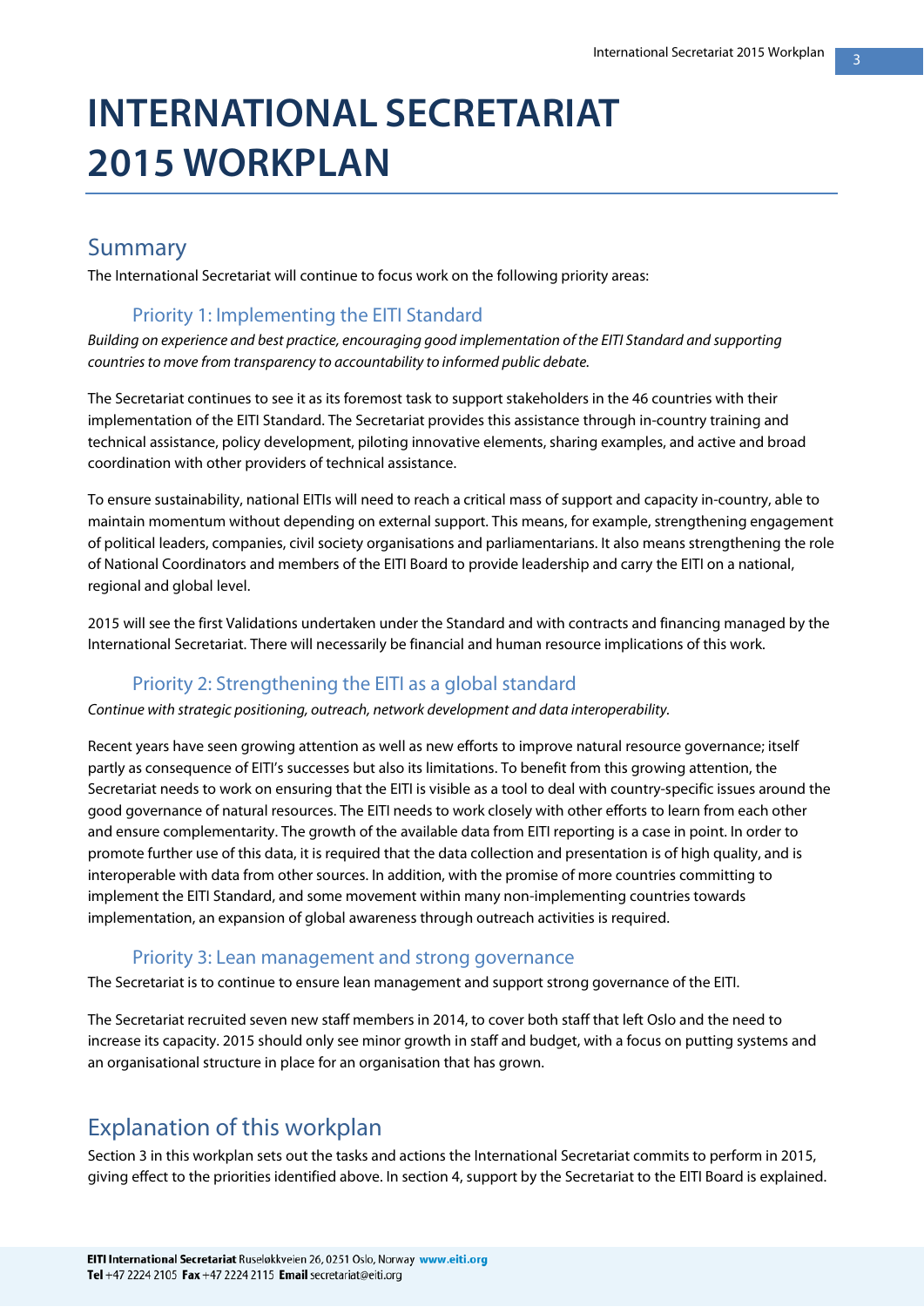# INTERNATIONAL SECRETARIAT 2015 WORKPLAN

## Summary

The International Secretariat will continue to focus work on the following priority areas:

### Priority 1: Implementing the EITI Standard

*Building on experience and best practice, encouraging good implementation of the EITI Standard and supporting countries to move from transparency to accountability to informed public debate.*

The Secretariat continues to see it as its foremost task to support stakeholders in the 46 countries with their implementation of the EITI Standard. The Secretariat provides this assistance through in-country training and technical assistance, policy development, piloting innovative elements, sharing examples, and active and broad coordination with other providers of technical assistance.

To ensure sustainability, national EITIs will need to reach a critical mass of support and capacity in-country, able to maintain momentum without depending on external support. This means, for example, strengthening engagement of political leaders, companies, civil society organisations and parliamentarians. It also means strengthening the role of National Coordinators and members of the EITI Board to provide leadership and carry the EITI on a national, regional and global level.

2015 will see the first Validations undertaken under the Standard and with contracts and financing managed by the International Secretariat. There will necessarily be financial and human resource implications of this work.

### Priority 2: Strengthening the EITI as a global standard

*Continue with strategic positioning, outreach, network development and data interoperability.*

Recent years have seen growing attention as well as new efforts to improve natural resource governance; itself partly as consequence of EITI's successes but also its limitations. To benefit from this growing attention, the Secretariat needs to work on ensuring that the EITI is visible as a tool to deal with country-specific issues around the good governance of natural resources. The EITI needs to work closely with other efforts to learn from each other and ensure complementarity. The growth of the available data from EITI reporting is a case in point. In order to promote further use of this data, it is required that the data collection and presentation is of high quality, and is interoperable with data from other sources. In addition, with the promise of more countries committing to implement the EITI Standard, and some movement within many non-implementing countries towards implementation, an expansion of global awareness through outreach activities is required.

### Priority 3: Lean management and strong governance

The Secretariat is to continue to ensure lean management and support strong governance of the EITI.

The Secretariat recruited seven new staff members in 2014, to cover both staff that left Oslo and the need to increase its capacity. 2015 should only see minor growth in staff and budget, with a focus on putting systems and an organisational structure in place for an organisation that has grown.

## Explanation of this workplan

Section 3 in this workplan sets out the tasks and actions the International Secretariat commits to perform in 2015, giving effect to the priorities identified above. In section 4, support by the Secretariat to the EITI Board is explained.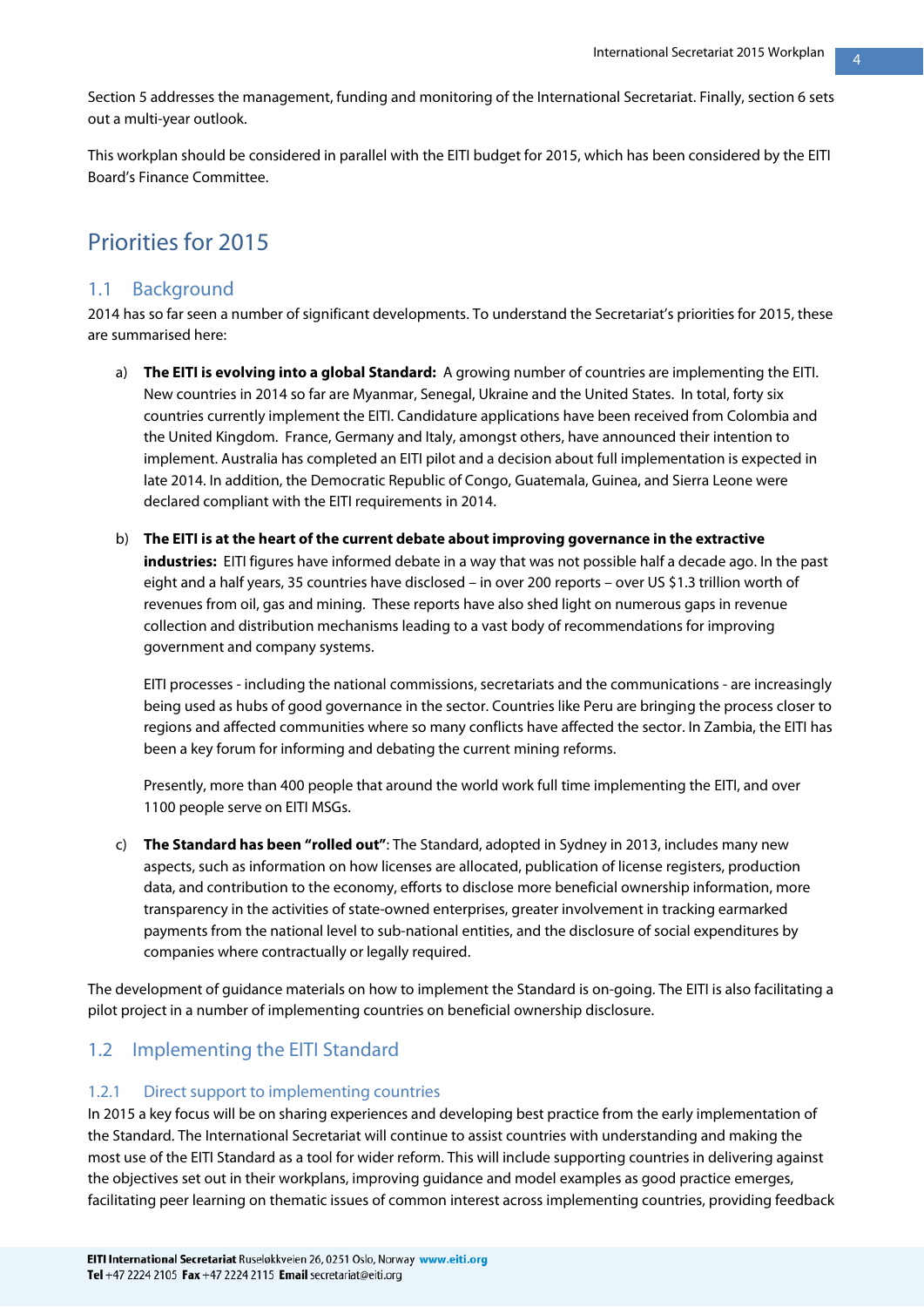Section 5 addresses the management, funding and monitoring of the International Secretariat. Finally, section 6 sets out a multi-year outlook.

This workplan should be considered in parallel with the EITI budget for 2015, which has been considered by the EITI Board's Finance Committee.

# Priorities for 2015

## 1.1 Background

2014 has so far seen a number of significant developments. To understand the Secretariat's priorities for 2015, these are summarised here:

a) **The EITI is evolving into a global Standard:** A growing number of countries are implementing the EITI. New countries in 2014 so far are Myanmar, Senegal, Ukraine and the United States. In total, forty six countries currently implement the EITI. Candidature applications have been received from Colombia and the United Kingdom. France, Germany and Italy, amongst others, have announced their intention to implement. Australia has completed an EITI pilot and a decision about full implementation is expected in late 2014. In addition, the Democratic Republic of Congo, Guatemala, Guinea, and Sierra Leone were declared compliant with the EITI requirements in 2014.

b) **The EITI is at the heart of the current debate about improving governance in the extractive industries:** EITI figures have informed debate in a way that was not possible half a decade ago. In the past eight and a half years, 35 countries have disclosed – in over 200 reports – over US $1.3 trillion worth of revenues from oil, gas and mining. These reports have also shed light on numerous gaps in revenue collection and distribution mechanisms leading to a vast body of recommendations for improving government and company systems.

   EITI processes - including the national commissions, secretariats and the communications - are increasingly being used as hubs of good governance in the sector. Countries like Peru are bringing the process closer to regions and affected communities where so many conflicts have affected the sector. In Zambia, the EITI has been a key forum for informing and debating the current mining reforms.

   Presently, more than 400 people that around the world work full time implementing the EITI, and over 1100 people serve on EITI MSGs.

c) **The Standard has been "rolled out"**: The Standard, adopted in Sydney in 2013, includes many new aspects, such as information on how licenses are allocated, publication of license registers, production data, and contribution to the economy, efforts to disclose more beneficial ownership information, more transparency in the activities of state-owned enterprises, greater involvement in tracking earmarked payments from the national level to sub-national entities, and the disclosure of social expenditures by companies where contractually or legally required.

The development of guidance materials on how to implement the Standard is on-going. The EITI is also facilitating a pilot project in a number of implementing countries on beneficial ownership disclosure.

## 1.2 Implementing the EITI Standard

### 1.2.1 Direct support to implementing countries

In 2015 a key focus will be on sharing experiences and developing best practice from the early implementation of the Standard. The International Secretariat will continue to assist countries with understanding and making the most use of the EITI Standard as a tool for wider reform. This will include supporting countries in delivering against the objectives set out in their workplans, improving guidance and model examples as good practice emerges, facilitating peer learning on thematic issues of common interest across implementing countries, providing feedback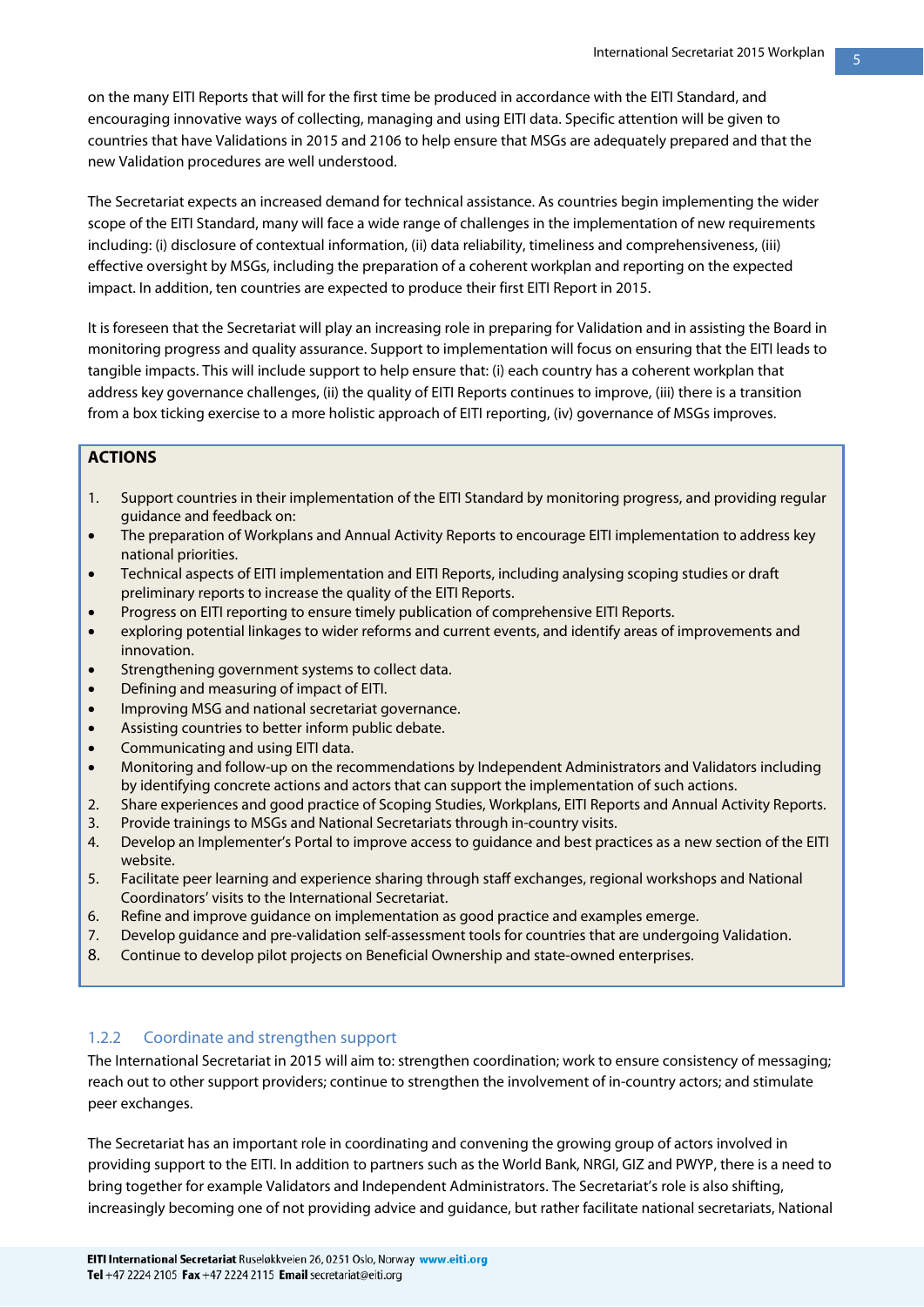on the many EITI Reports that will for the first time be produced in accordance with the EITI Standard, and encouraging innovative ways of collecting, managing and using EITI data. Specific attention will be given to countries that have Validations in 2015 and 2106 to help ensure that MSGs are adequately prepared and that the new Validation procedures are well understood.

The Secretariat expects an increased demand for technical assistance. As countries begin implementing the wider scope of the EITI Standard, many will face a wide range of challenges in the implementation of new requirements including: (i) disclosure of contextual information, (ii) data reliability, timeliness and comprehensiveness, (iii) effective oversight by MSGs, including the preparation of a coherent workplan and reporting on the expected impact. In addition, ten countries are expected to produce their first EITI Report in 2015.

It is foreseen that the Secretariat will play an increasing role in preparing for Validation and in assisting the Board in monitoring progress and quality assurance. Support to implementation will focus on ensuring that the EITI leads to tangible impacts. This will include support to help ensure that: (i) each country has a coherent workplan that address key governance challenges, (ii) the quality of EITI Reports continues to improve, (iii) there is a transition from a box ticking exercise to a more holistic approach of EITI reporting, (iv) governance of MSGs improves.

**ACTIONS**

1. Support countries in their implementation of the EITI Standard by monitoring progress, and providing regular guidance and feedback on:
   - The preparation of Workplans and Annual Activity Reports to encourage EITI implementation to address key national priorities.
   - Technical aspects of EITI implementation and EITI Reports, including analysing scoping studies or draft preliminary reports to increase the quality of the EITI Reports.
   - Progress on EITI reporting to ensure timely publication of comprehensive EITI Reports.
   - exploring potential linkages to wider reforms and current events, and identify areas of improvements and innovation.
   - Strengthening government systems to collect data.
   - Defining and measuring of impact of EITI.
   - Improving MSG and national secretariat governance.
   - Assisting countries to better inform public debate.
   - Communicating and using EITI data.
   - Monitoring and follow-up on the recommendations by Independent Administrators and Validators including by identifying concrete actions and actors that can support the implementation of such actions.
2. Share experiences and good practice of Scoping Studies, Workplans, EITI Reports and Annual Activity Reports.
3. Provide trainings to MSGs and National Secretariats through in-country visits.
4. Develop an Implementer's Portal to improve access to guidance and best practices as a new section of the EITI website.
5. Facilitate peer learning and experience sharing through staff exchanges, regional workshops and National Coordinators' visits to the International Secretariat.
6. Refine and improve guidance on implementation as good practice and examples emerge.
7. Develop guidance and pre-validation self-assessment tools for countries that are undergoing Validation.
8. Continue to develop pilot projects on Beneficial Ownership and state-owned enterprises.

### 1.2.2 Coordinate and strengthen support

The International Secretariat in 2015 will aim to: strengthen coordination; work to ensure consistency of messaging; reach out to other support providers; continue to strengthen the involvement of in-country actors; and stimulate peer exchanges.

The Secretariat has an important role in coordinating and convening the growing group of actors involved in providing support to the EITI. In addition to partners such as the World Bank, NRGI, GIZ and PWYP, there is a need to bring together for example Validators and Independent Administrators. The Secretariat's role is also shifting, increasingly becoming one of not providing advice and guidance, but rather facilitate national secretariats, National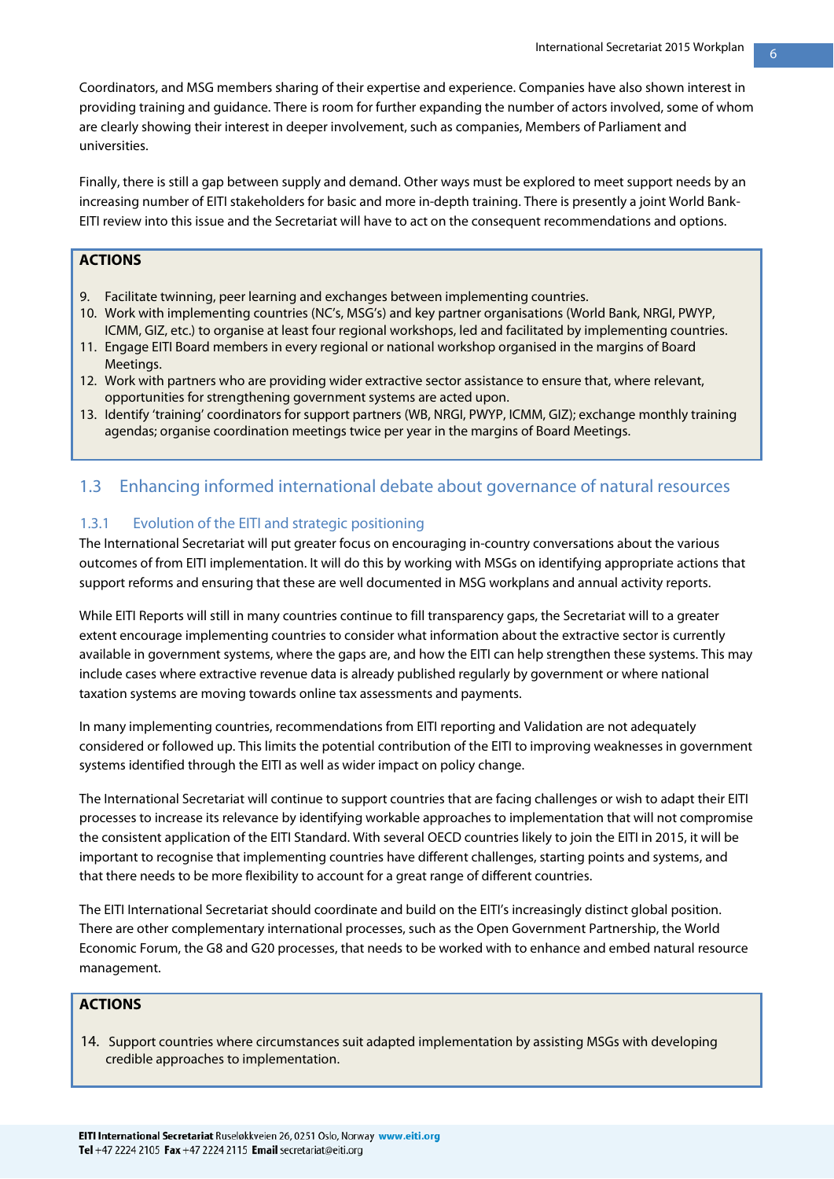Coordinators, and MSG members sharing of their expertise and experience. Companies have also shown interest in providing training and guidance. There is room for further expanding the number of actors involved, some of whom are clearly showing their interest in deeper involvement, such as companies, Members of Parliament and universities.

Finally, there is still a gap between supply and demand. Other ways must be explored to meet support needs by an increasing number of EITI stakeholders for basic and more in-depth training. There is presently a joint World Bank-EITI review into this issue and the Secretariat will have to act on the consequent recommendations and options.

**ACTIONS**

9. Facilitate twinning, peer learning and exchanges between implementing countries.
10. Work with implementing countries (NC's, MSG's) and key partner organisations (World Bank, NRGI, PWYP, ICMM, GIZ, etc.) to organise at least four regional workshops, led and facilitated by implementing countries.
11. Engage EITI Board members in every regional or national workshop organised in the margins of Board Meetings.
12. Work with partners who are providing wider extractive sector assistance to ensure that, where relevant, opportunities for strengthening government systems are acted upon.
13. Identify 'training' coordinators for support partners (WB, NRGI, PWYP, ICMM, GIZ); exchange monthly training agendas; organise coordination meetings twice per year in the margins of Board Meetings.

## 1.3 Enhancing informed international debate about governance of natural resources

### 1.3.1 Evolution of the EITI and strategic positioning

The International Secretariat will put greater focus on encouraging in-country conversations about the various outcomes of from EITI implementation. It will do this by working with MSGs on identifying appropriate actions that support reforms and ensuring that these are well documented in MSG workplans and annual activity reports.

While EITI Reports will still in many countries continue to fill transparency gaps, the Secretariat will to a greater extent encourage implementing countries to consider what information about the extractive sector is currently available in government systems, where the gaps are, and how the EITI can help strengthen these systems. This may include cases where extractive revenue data is already published regularly by government or where national taxation systems are moving towards online tax assessments and payments.

In many implementing countries, recommendations from EITI reporting and Validation are not adequately considered or followed up. This limits the potential contribution of the EITI to improving weaknesses in government systems identified through the EITI as well as wider impact on policy change.

The International Secretariat will continue to support countries that are facing challenges or wish to adapt their EITI processes to increase its relevance by identifying workable approaches to implementation that will not compromise the consistent application of the EITI Standard. With several OECD countries likely to join the EITI in 2015, it will be important to recognise that implementing countries have different challenges, starting points and systems, and that there needs to be more flexibility to account for a great range of different countries.

The EITI International Secretariat should coordinate and build on the EITI's increasingly distinct global position. There are other complementary international processes, such as the Open Government Partnership, the World Economic Forum, the G8 and G20 processes, that needs to be worked with to enhance and embed natural resource management.

**ACTIONS**

14. Support countries where circumstances suit adapted implementation by assisting MSGs with developing credible approaches to implementation.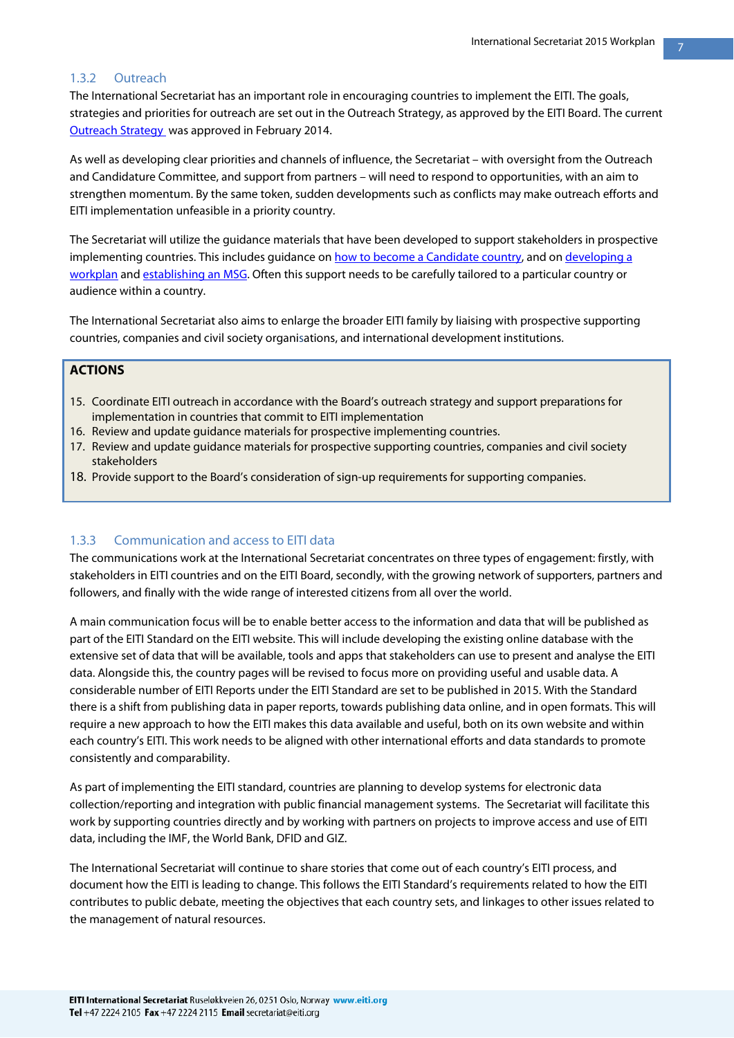### 1.3.2 Outreach

The International Secretariat has an important role in encouraging countries to implement the EITI. The goals, strategies and priorities for outreach are set out in the Outreach Strategy, as approved by the EITI Board. The current Outreach Strategy was approved in February 2014.

As well as developing clear priorities and channels of influence, the Secretariat – with oversight from the Outreach and Candidature Committee, and support from partners – will need to respond to opportunities, with an aim to strengthen momentum. By the same token, sudden developments such as conflicts may make outreach efforts and EITI implementation unfeasible in a priority country.

The Secretariat will utilize the guidance materials that have been developed to support stakeholders in prospective implementing countries. This includes guidance on how to become a Candidate country, and on developing a workplan and establishing an MSG. Often this support needs to be carefully tailored to a particular country or audience within a country.

The International Secretariat also aims to enlarge the broader EITI family by liaising with prospective supporting countries, companies and civil society organisations, and international development institutions.

**ACTIONS**

15. Coordinate EITI outreach in accordance with the Board's outreach strategy and support preparations for implementation in countries that commit to EITI implementation
16. Review and update guidance materials for prospective implementing countries.
17. Review and update guidance materials for prospective supporting countries, companies and civil society stakeholders
18. Provide support to the Board's consideration of sign-up requirements for supporting companies.

### 1.3.3 Communication and access to EITI data

The communications work at the International Secretariat concentrates on three types of engagement: firstly, with stakeholders in EITI countries and on the EITI Board, secondly, with the growing network of supporters, partners and followers, and finally with the wide range of interested citizens from all over the world.

A main communication focus will be to enable better access to the information and data that will be published as part of the EITI Standard on the EITI website. This will include developing the existing online database with the extensive set of data that will be available, tools and apps that stakeholders can use to present and analyse the EITI data. Alongside this, the country pages will be revised to focus more on providing useful and usable data. A considerable number of EITI Reports under the EITI Standard are set to be published in 2015. With the Standard there is a shift from publishing data in paper reports, towards publishing data online, and in open formats. This will require a new approach to how the EITI makes this data available and useful, both on its own website and within each country's EITI. This work needs to be aligned with other international efforts and data standards to promote consistently and comparability.

As part of implementing the EITI standard, countries are planning to develop systems for electronic data collection/reporting and integration with public financial management systems. The Secretariat will facilitate this work by supporting countries directly and by working with partners on projects to improve access and use of EITI data, including the IMF, the World Bank, DFID and GIZ.

The International Secretariat will continue to share stories that come out of each country's EITI process, and document how the EITI is leading to change. This follows the EITI Standard's requirements related to how the EITI contributes to public debate, meeting the objectives that each country sets, and linkages to other issues related to the management of natural resources.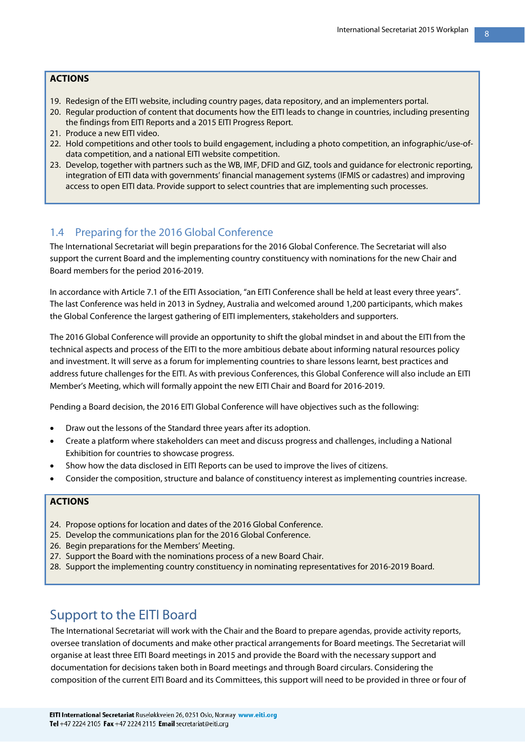**ACTIONS**

19. Redesign of the EITI website, including country pages, data repository, and an implementers portal.
20. Regular production of content that documents how the EITI leads to change in countries, including presenting the findings from EITI Reports and a 2015 EITI Progress Report.
21. Produce a new EITI video.
22. Hold competitions and other tools to build engagement, including a photo competition, an infographic/use-of-data competition, and a national EITI website competition.
23. Develop, together with partners such as the WB, IMF, DFID and GIZ, tools and guidance for electronic reporting, integration of EITI data with governments' financial management systems (IFMIS or cadastres) and improving access to open EITI data. Provide support to select countries that are implementing such processes.

### 1.4 Preparing for the 2016 Global Conference

The International Secretariat will begin preparations for the 2016 Global Conference. The Secretariat will also support the current Board and the implementing country constituency with nominations for the new Chair and Board members for the period 2016-2019.

In accordance with Article 7.1 of the EITI Association, "an EITI Conference shall be held at least every three years". The last Conference was held in 2013 in Sydney, Australia and welcomed around 1,200 participants, which makes the Global Conference the largest gathering of EITI implementers, stakeholders and supporters.

The 2016 Global Conference will provide an opportunity to shift the global mindset in and about the EITI from the technical aspects and process of the EITI to the more ambitious debate about informing natural resources policy and investment. It will serve as a forum for implementing countries to share lessons learnt, best practices and address future challenges for the EITI. As with previous Conferences, this Global Conference will also include an EITI Member's Meeting, which will formally appoint the new EITI Chair and Board for 2016-2019.

Pending a Board decision, the 2016 EITI Global Conference will have objectives such as the following:

- Draw out the lessons of the Standard three years after its adoption.
- Create a platform where stakeholders can meet and discuss progress and challenges, including a National Exhibition for countries to showcase progress.
- Show how the data disclosed in EITI Reports can be used to improve the lives of citizens.
- Consider the composition, structure and balance of constituency interest as implementing countries increase.

**ACTIONS**

24. Propose options for location and dates of the 2016 Global Conference.
25. Develop the communications plan for the 2016 Global Conference.
26. Begin preparations for the Members' Meeting.
27. Support the Board with the nominations process of a new Board Chair.
28. Support the implementing country constituency in nominating representatives for 2016-2019 Board.

## Support to the EITI Board

The International Secretariat will work with the Chair and the Board to prepare agendas, provide activity reports, oversee translation of documents and make other practical arrangements for Board meetings. The Secretariat will organise at least three EITI Board meetings in 2015 and provide the Board with the necessary support and documentation for decisions taken both in Board meetings and through Board circulars. Considering the composition of the current EITI Board and its Committees, this support will need to be provided in three or four of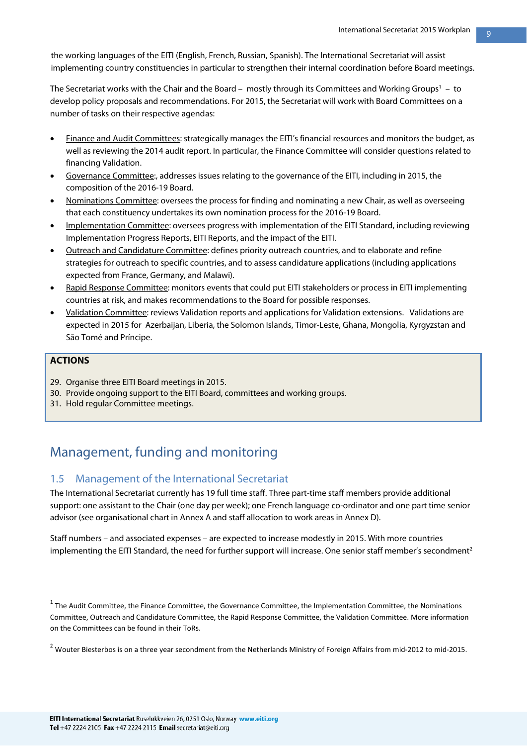the working languages of the EITI (English, French, Russian, Spanish). The International Secretariat will assist implementing country constituencies in particular to strengthen their internal coordination before Board meetings.

The Secretariat works with the Chair and the Board – mostly through its Committees and Working Groups[1] – to develop policy proposals and recommendations. For 2015, the Secretariat will work with Board Committees on a number of tasks on their respective agendas:

- Finance and Audit Committees: strategically manages the EITI's financial resources and monitors the budget, as well as reviewing the 2014 audit report. In particular, the Finance Committee will consider questions related to financing Validation.
- Governance Committee:, addresses issues relating to the governance of the EITI, including in 2015, the composition of the 2016-19 Board.
- Nominations Committee: oversees the process for finding and nominating a new Chair, as well as overseeing that each constituency undertakes its own nomination process for the 2016-19 Board.
- Implementation Committee: oversees progress with implementation of the EITI Standard, including reviewing Implementation Progress Reports, EITI Reports, and the impact of the EITI.
- Outreach and Candidature Committee: defines priority outreach countries, and to elaborate and refine strategies for outreach to specific countries, and to assess candidature applications (including applications expected from France, Germany, and Malawi).
- Rapid Response Committee: monitors events that could put EITI stakeholders or process in EITI implementing countries at risk, and makes recommendations to the Board for possible responses.
- Validation Committee: reviews Validation reports and applications for Validation extensions. Validations are expected in 2015 for Azerbaijan, Liberia, the Solomon Islands, Timor-Leste, Ghana, Mongolia, Kyrgyzstan and São Tomé and Príncipe.

**ACTIONS**

29. Organise three EITI Board meetings in 2015.
30. Provide ongoing support to the EITI Board, committees and working groups.
31. Hold regular Committee meetings.

# Management, funding and monitoring

## 1.5 Management of the International Secretariat

The International Secretariat currently has 19 full time staff. Three part-time staff members provide additional support: one assistant to the Chair (one day per week); one French language co-ordinator and one part time senior advisor (see organisational chart in Annex A and staff allocation to work areas in Annex D).

Staff numbers – and associated expenses – are expected to increase modestly in 2015. With more countries implementing the EITI Standard, the need for further support will increase. One senior staff member's secondment[2]

[1] The Audit Committee, the Finance Committee, the Governance Committee, the Implementation Committee, the Nominations Committee, Outreach and Candidature Committee, the Rapid Response Committee, the Validation Committee. More information on the Committees can be found in their ToRs.

[2] Wouter Biesterbos is on a three year secondment from the Netherlands Ministry of Foreign Affairs from mid-2012 to mid-2015.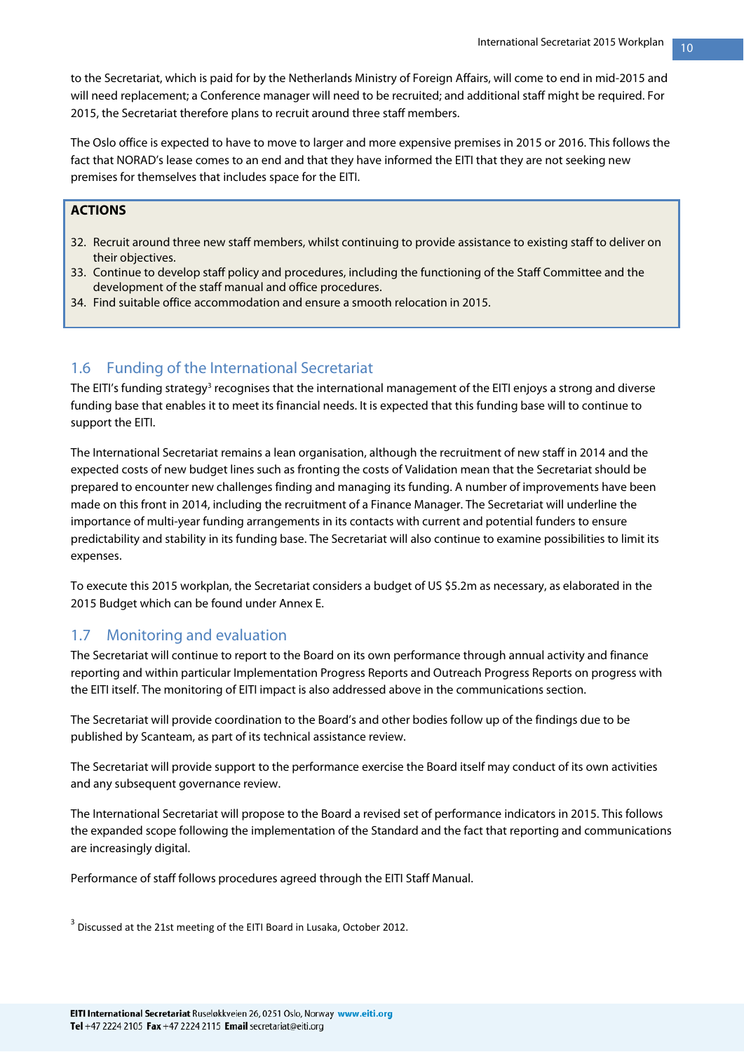to the Secretariat, which is paid for by the Netherlands Ministry of Foreign Affairs, will come to end in mid-2015 and will need replacement; a Conference manager will need to be recruited; and additional staff might be required. For 2015, the Secretariat therefore plans to recruit around three staff members.

The Oslo office is expected to have to move to larger and more expensive premises in 2015 or 2016. This follows the fact that NORAD's lease comes to an end and that they have informed the EITI that they are not seeking new premises for themselves that includes space for the EITI.

**ACTIONS**

32. Recruit around three new staff members, whilst continuing to provide assistance to existing staff to deliver on their objectives.
33. Continue to develop staff policy and procedures, including the functioning of the Staff Committee and the development of the staff manual and office procedures.
34. Find suitable office accommodation and ensure a smooth relocation in 2015.

## 1.6 Funding of the International Secretariat

The EITI's funding strategy[3] recognises that the international management of the EITI enjoys a strong and diverse funding base that enables it to meet its financial needs. It is expected that this funding base will to continue to support the EITI.

The International Secretariat remains a lean organisation, although the recruitment of new staff in 2014 and the expected costs of new budget lines such as fronting the costs of Validation mean that the Secretariat should be prepared to encounter new challenges finding and managing its funding. A number of improvements have been made on this front in 2014, including the recruitment of a Finance Manager. The Secretariat will underline the importance of multi-year funding arrangements in its contacts with current and potential funders to ensure predictability and stability in its funding base. The Secretariat will also continue to examine possibilities to limit its expenses.

To execute this 2015 workplan, the Secretariat considers a budget of US $5.2m as necessary, as elaborated in the 2015 Budget which can be found under Annex E.

## 1.7 Monitoring and evaluation

The Secretariat will continue to report to the Board on its own performance through annual activity and finance reporting and within particular Implementation Progress Reports and Outreach Progress Reports on progress with the EITI itself. The monitoring of EITI impact is also addressed above in the communications section.

The Secretariat will provide coordination to the Board's and other bodies follow up of the findings due to be published by Scanteam, as part of its technical assistance review.

The Secretariat will provide support to the performance exercise the Board itself may conduct of its own activities and any subsequent governance review.

The International Secretariat will propose to the Board a revised set of performance indicators in 2015. This follows the expanded scope following the implementation of the Standard and the fact that reporting and communications are increasingly digital.

Performance of staff follows procedures agreed through the EITI Staff Manual.

[3] Discussed at the 21st meeting of the EITI Board in Lusaka, October 2012.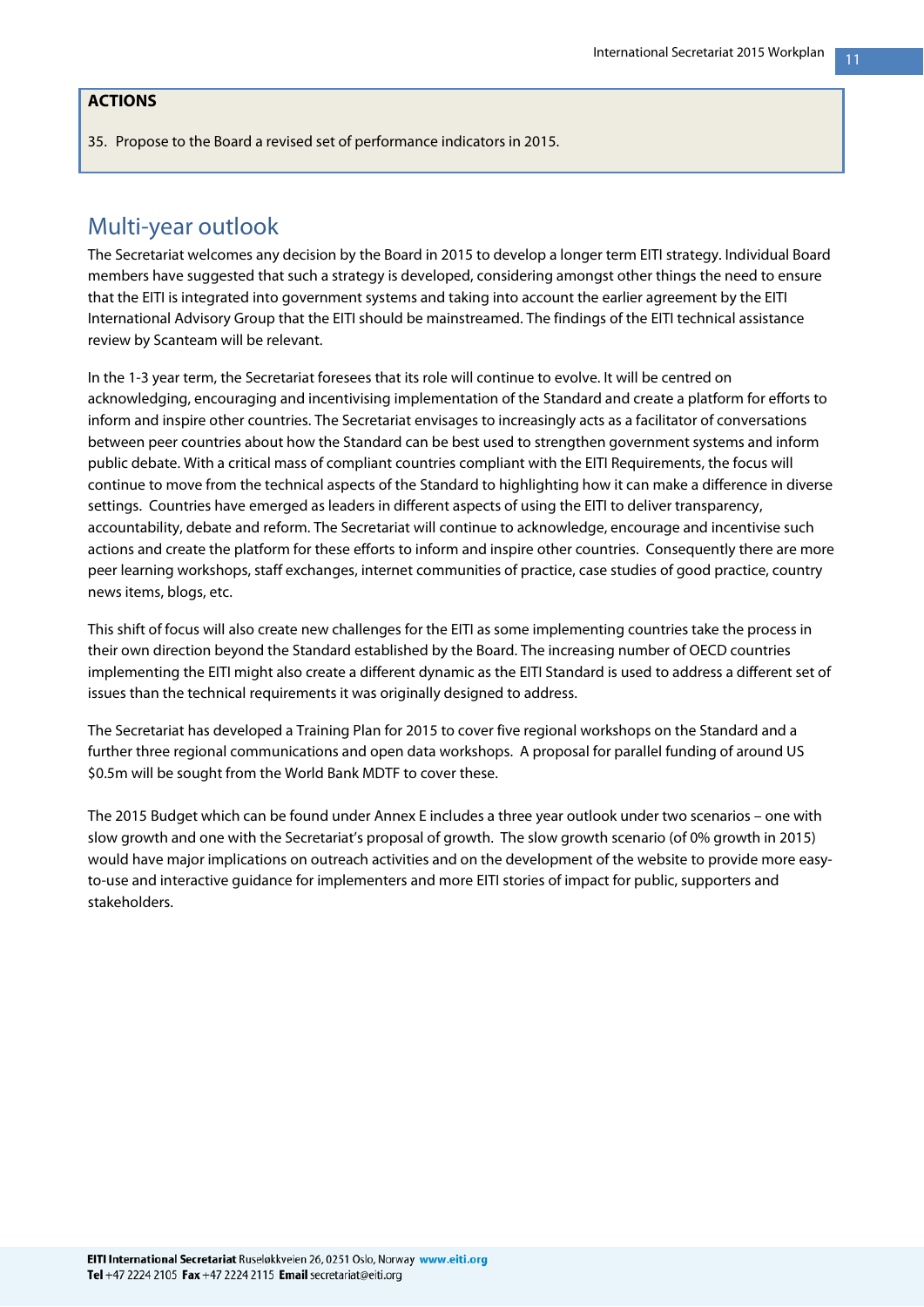**ACTIONS**

35. Propose to the Board a revised set of performance indicators in 2015.

## Multi-year outlook

The Secretariat welcomes any decision by the Board in 2015 to develop a longer term EITI strategy. Individual Board members have suggested that such a strategy is developed, considering amongst other things the need to ensure that the EITI is integrated into government systems and taking into account the earlier agreement by the EITI International Advisory Group that the EITI should be mainstreamed. The findings of the EITI technical assistance review by Scanteam will be relevant.

In the 1-3 year term, the Secretariat foresees that its role will continue to evolve. It will be centred on acknowledging, encouraging and incentivising implementation of the Standard and create a platform for efforts to inform and inspire other countries. The Secretariat envisages to increasingly acts as a facilitator of conversations between peer countries about how the Standard can be best used to strengthen government systems and inform public debate. With a critical mass of compliant countries compliant with the EITI Requirements, the focus will continue to move from the technical aspects of the Standard to highlighting how it can make a difference in diverse settings. Countries have emerged as leaders in different aspects of using the EITI to deliver transparency, accountability, debate and reform. The Secretariat will continue to acknowledge, encourage and incentivise such actions and create the platform for these efforts to inform and inspire other countries. Consequently there are more peer learning workshops, staff exchanges, internet communities of practice, case studies of good practice, country news items, blogs, etc.

This shift of focus will also create new challenges for the EITI as some implementing countries take the process in their own direction beyond the Standard established by the Board. The increasing number of OECD countries implementing the EITI might also create a different dynamic as the EITI Standard is used to address a different set of issues than the technical requirements it was originally designed to address.

The Secretariat has developed a Training Plan for 2015 to cover five regional workshops on the Standard and a further three regional communications and open data workshops. A proposal for parallel funding of around US $0.5m will be sought from the World Bank MDTF to cover these.

The 2015 Budget which can be found under Annex E includes a three year outlook under two scenarios – one with slow growth and one with the Secretariat's proposal of growth. The slow growth scenario (of 0% growth in 2015) would have major implications on outreach activities and on the development of the website to provide more easy-to-use and interactive guidance for implementers and more EITI stories of impact for public, supporters and stakeholders.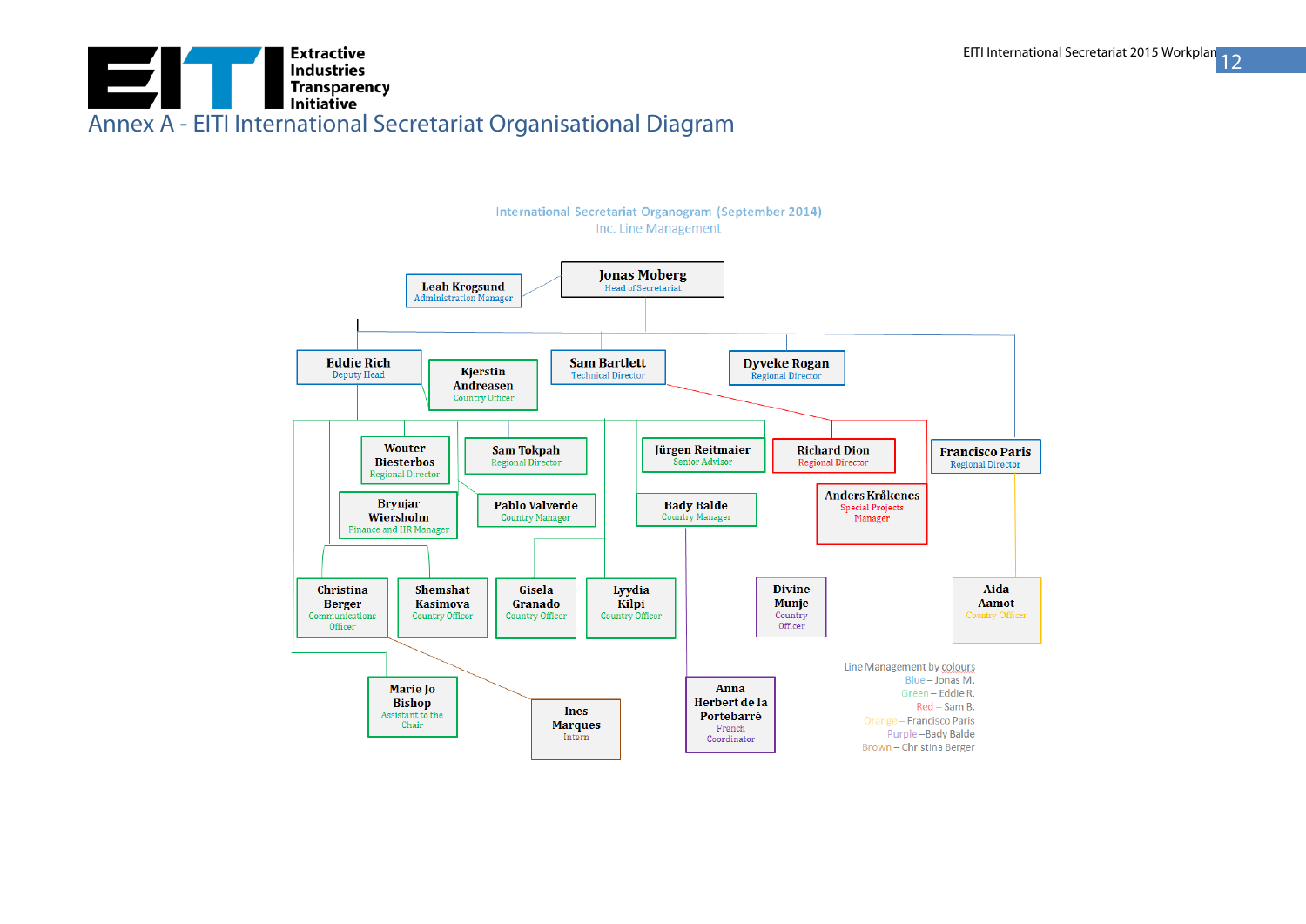# Annex A - EITI International Secretariat Organisational Diagram

International Secretariat Organogram (September 2014)
Inc. Line Management

**Jonas Moberg**
Head of Secretariat

**Leah Krogsund**
Administration Manager

**Eddie Rich**
Deputy Head

**Kjerstin Andreasen**
Country Officer

**Sam Bartlett**
Technical Director

**Dyveke Rogan**
Regional Director

**Wouter Biesterbos**
Regional Director

**Sam Tokpah**
Regional Director

**Jürgen Reitmaier**
Senior Advisor

**Richard Dion**
Regional Director

**Francisco Paris**
Regional Director

**Brynjar Wiersholm**
Finance and HR Manager

**Pablo Valverde**
Country Manager

**Bady Balde**
Country Manager

**Anders Kråkenes**
Special Projects Manager

**Christina Berger**
Communications Officer

**Shemshat Kasimova**
Country Officer

**Gisela Granado**
Country Officer

**Lyydia Kilpi**
Country Officer

**Divine Munje**
Country Officer

**Aida Aamot**
Country Officer

**Marie Jo Bishop**
Assistant to the Chair

**Ines Marques**
Intern

**Anna Herbert de la Portebarré**
French Coordinator

Line Management by colours
- Blue – Jonas M.
- Green – Eddie R.
- Red – Sam B.
- Orange – Francisco Paris
- Purple – Bady Balde
- Brown – Christina Berger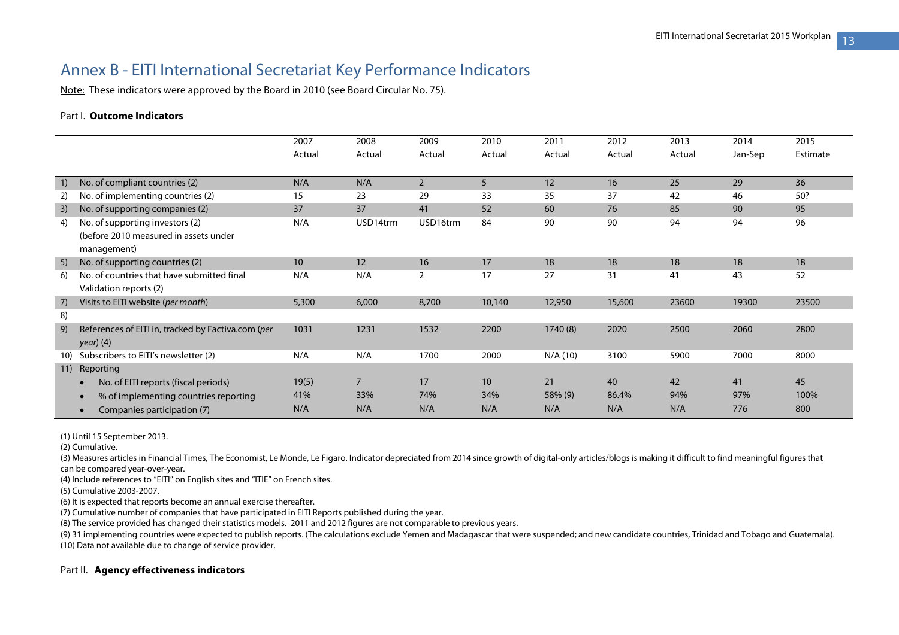# Annex B - EITI International Secretariat Key Performance Indicators

Note: These indicators were approved by the Board in 2010 (see Board Circular No. 75).

Part I. **Outcome Indicators**

| | | 2007 Actual | 2008 Actual | 2009 Actual | 2010 Actual | 2011 Actual | 2012 Actual | 2013 Actual | 2014 Jan-Sep | 2015 Estimate |
|---|---|---|---|---|---|---|---|---|---|---|
| 1) | No. of compliant countries (2) | N/A | N/A | 2 | 5 | 12 | 16 | 25 | 29 | 36 |
| 2) | No. of implementing countries (2) | 15 | 23 | 29 | 33 | 35 | 37 | 42 | 46 | 50? |
| 3) | No. of supporting companies (2) | 37 | 37 | 41 | 52 | 60 | 76 | 85 | 90 | 95 |
| 4) | No. of supporting investors (2) (before 2010 measured in assets under management) | N/A | USD14trm | USD16trm | 84 | 90 | 90 | 94 | 94 | 96 |
| 5) | No. of supporting countries (2) | 10 | 12 | 16 | 17 | 18 | 18 | 18 | 18 | 18 |
| 6) | No. of countries that have submitted final Validation reports (2) | N/A | N/A | 2 | 17 | 27 | 31 | 41 | 43 | 52 |
| 7) | Visits to EITI website (*per month*) | 5,300 | 6,000 | 8,700 | 10,140 | 12,950 | 15,600 | 23600 | 19300 | 23500 |
| 8) | | | | | | | | | | |
| 9) | References of EITI in, tracked by Factiva.com (*per year*) (4) | 1031 | 1231 | 1532 | 2200 | 1740 (8) | 2020 | 2500 | 2060 | 2800 |
| 10) | Subscribers to EITI's newsletter (2) | N/A | N/A | 1700 | 2000 | N/A (10) | 3100 | 5900 | 7000 | 8000 |
| 11) | Reporting | | | | | | | | | |
| | • No. of EITI reports (fiscal periods) | 19(5) | 7 | 17 | 10 | 21 | 40 | 42 | 41 | 45 |
| | • % of implementing countries reporting | 41% | 33% | 74% | 34% | 58% (9) | 86.4% | 94% | 97% | 100% |
| | • Companies participation (7) | N/A | N/A | N/A | N/A | N/A | N/A | N/A | 776 | 800 |

(1) Until 15 September 2013.

(2) Cumulative.

(3) Measures articles in Financial Times, The Economist, Le Monde, Le Figaro. Indicator depreciated from 2014 since growth of digital-only articles/blogs is making it difficult to find meaningful figures that can be compared year-over-year.

(4) Include references to "EITI" on English sites and "ITIE" on French sites.

(5) Cumulative 2003-2007.

(6) It is expected that reports become an annual exercise thereafter.

(7) Cumulative number of companies that have participated in EITI Reports published during the year.

(8) The service provided has changed their statistics models. 2011 and 2012 figures are not comparable to previous years.

(9) 31 implementing countries were expected to publish reports. (The calculations exclude Yemen and Madagascar that were suspended; and new candidate countries, Trinidad and Tobago and Guatemala).

(10) Data not available due to change of service provider.

Part II. **Agency effectiveness indicators**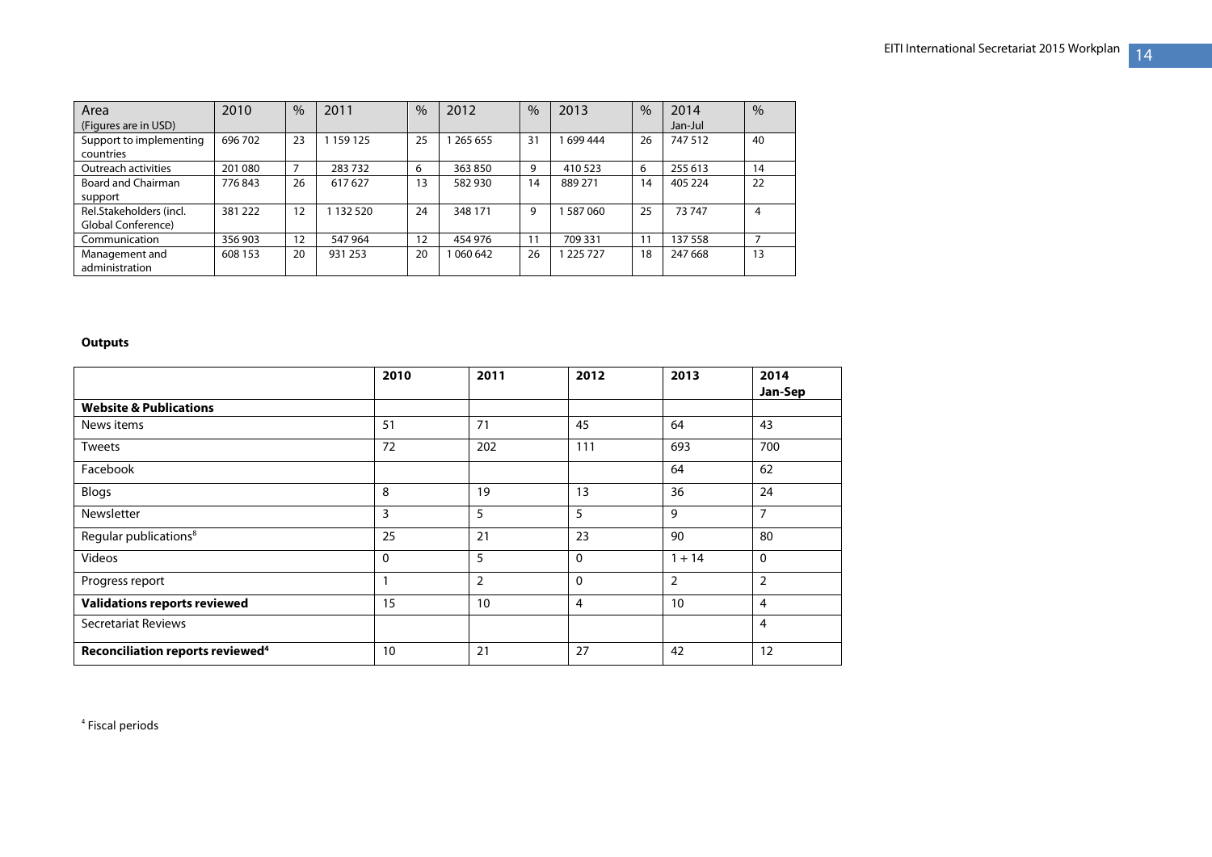| Area (Figures are in USD) | 2010 | % | 2011 | % | 2012 | % | 2013 | % | 2014 Jan-Jul | % |
|---|---|---|---|---|---|---|---|---|---|---|
| Support to implementing countries | 696 702 | 23 | 1 159 125 | 25 | 1 265 655 | 31 | 1 699 444 | 26 | 747 512 | 40 |
| Outreach activities | 201 080 | 7 | 283 732 | 6 | 363 850 | 9 | 410 523 | 6 | 255 613 | 14 |
| Board and Chairman support | 776 843 | 26 | 617 627 | 13 | 582 930 | 14 | 889 271 | 14 | 405 224 | 22 |
| Rel.Stakeholders (incl. Global Conference) | 381 222 | 12 | 1 132 520 | 24 | 348 171 | 9 | 1 587 060 | 25 | 73 747 | 4 |
| Communication | 356 903 | 12 | 547 964 | 12 | 454 976 | 11 | 709 331 | 11 | 137 558 | 7 |
| Management and administration | 608 153 | 20 | 931 253 | 20 | 1 060 642 | 26 | 1 225 727 | 18 | 247 668 | 13 |

**Outputs**

| | 2010 | 2011 | 2012 | 2013 | 2014 Jan-Sep |
|---|---|---|---|---|---|
| **Website & Publications** | | | | | |
| News items | 51 | 71 | 45 | 64 | 43 |
| Tweets | 72 | 202 | 111 | 693 | 700 |
| Facebook | | | | 64 | 62 |
| Blogs | 8 | 19 | 13 | 36 | 24 |
| Newsletter | 3 | 5 | 5 | 9 | 7 |
| Regular publications[8] | 25 | 21 | 23 | 90 | 80 |
| Videos | 0 | 5 | 0 | 1 + 14 | 0 |
| Progress report | 1 | 2 | 0 | 2 | 2 |
| **Validations reports reviewed** | 15 | 10 | 4 | 10 | 4 |
| Secretariat Reviews | | | | | 4 |
| **Reconciliation reports reviewed[4]** | 10 | 21 | 27 | 42 | 12 |

[4] Fiscal periods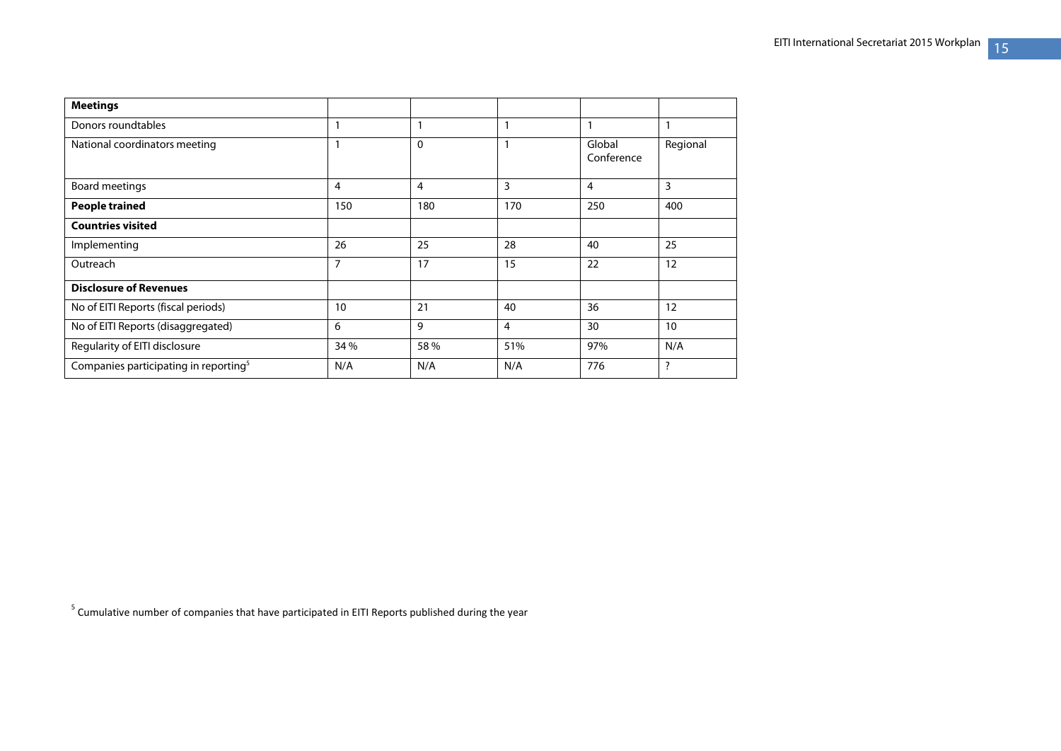| Meetings | | | | | |
|---|---|---|---|---|---|
| Donors roundtables | 1 | 1 | 1 | 1 | 1 |
| National coordinators meeting | 1 | 0 | 1 | Global Conference | Regional |
| Board meetings | 4 | 4 | 3 | 4 | 3 |
| **People trained** | 150 | 180 | 170 | 250 | 400 |
| **Countries visited** | | | | | |
| Implementing | 26 | 25 | 28 | 40 | 25 |
| Outreach | 7 | 17 | 15 | 22 | 12 |
| **Disclosure of Revenues** | | | | | |
| No of EITI Reports (fiscal periods) | 10 | 21 | 40 | 36 | 12 |
| No of EITI Reports (disaggregated) | 6 | 9 | 4 | 30 | 10 |
| Regularity of EITI disclosure | 34 % | 58 % | 51% | 97% | N/A |
| Companies participating in reporting[5] | N/A | N/A | N/A | 776 | ? |

[5] Cumulative number of companies that have participated in EITI Reports published during the year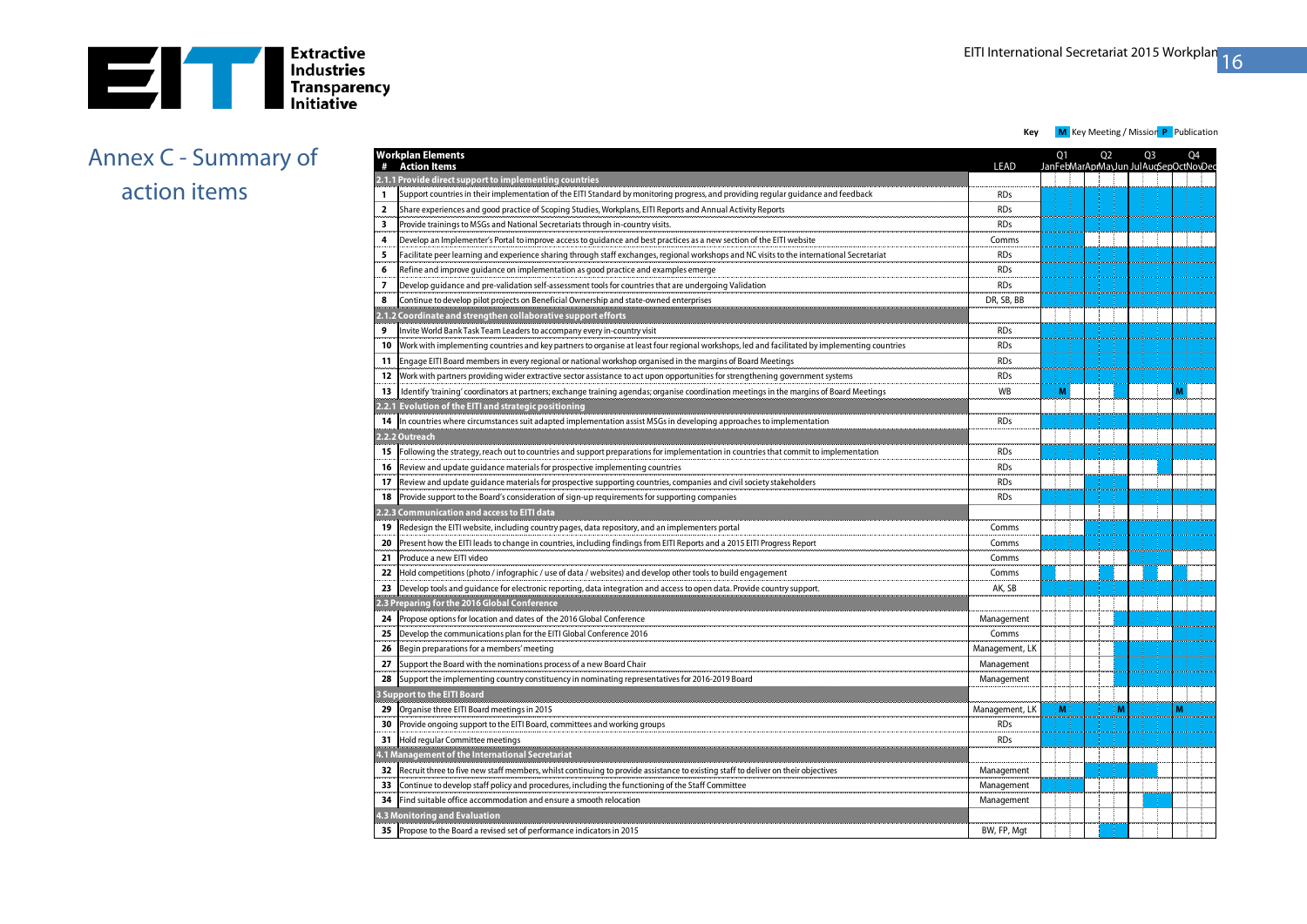# Annex C - Summary of action items

**Key:** M Key Meeting / Mission  P Publication

| # | Workplan Elements / Action Items | LEAD | Jan | Feb | Mar | Apr | May | Jun | Jul | Aug | Sep | Oct | Nov | Dec |
|---|---|---|---|---|---|---|---|---|---|---|---|---|---|---|
| | **2.1.1 Provide direct support to implementing countries** | | | | | | | | | | | | | |
| 1 | Support countries in their implementation of the EITI Standard by monitoring progress, and providing regular guidance and feedback | RDs | | | | | | | | | | | | |
| 2 | Share experiences and good practice of Scoping Studies, Workplans, EITI Reports and Annual Activity Reports | RDs | | | | | | | | | | | | |
| 3 | Provide trainings to MSGs and National Secretariats through in-country visits. | RDs | | | | | | | | | | | | |
| 4 | Develop an Implementer's Portal to improve access to guidance and best practices as a new section of the EITI website | Comms | | | | | | | | | | | | |
| 5 | Facilitate peer learning and experience sharing through staff exchanges, regional workshops and NC visits to the international Secretariat | RDs | | | | | | | | | | | | |
| 6 | Refine and improve guidance on implementation as good practice and examples emerge | RDs | | | | | | | | | | | | |
| 7 | Develop guidance and pre-validation self-assessment tools for countries that are undergoing Validation | RDs | | | | | | | | | | | | |
| 8 | Continue to develop pilot projects on Beneficial Ownership and state-owned enterprises | DR, SB, BB | | | | | | | | | | | | |
| | **2.1.2 Coordinate and strengthen collaborative support efforts** | | | | | | | | | | | | | |
| 9 | Invite World Bank Task Team Leaders to accompany every in-country visit | RDs | | | | | | | | | | | | |
| 10 | Work with implementing countries and key partners to organise at least four regional workshops, led and facilitated by implementing countries | RDs | | | | | | | | | | | | |
| 11 | Engage EITI Board members in every regional or national workshop organised in the margins of Board Meetings | RDs | | | | | | | | | | | | |
| 12 | Work with partners providing wider extractive sector assistance to act upon opportunities for strengthening government systems | RDs | | | | | | | | | | | | |
| 13 | Identify 'training' coordinators at partners; exchange training agendas; organise coordination meetings in the margins of Board Meetings | WB | | M | | | | | | | | M | | |
| | **2.2.1 Evolution of the EITI and strategic positioning** | | | | | | | | | | | | | |
| 14 | In countries where circumstances suit adapted implementation assist MSGs in developing approaches to implementation | RDs | | | | | | | | | | | | |
| | **2.2.2 Outreach** | | | | | | | | | | | | | |
| 15 | Following the strategy, reach out to countries and support preparations for implementation in countries that commit to implementation | RDs | | | | | | | | | | | | |
| 16 | Review and update guidance materials for prospective implementing countries | RDs | | | | | | | | | | | | |
| 17 | Review and update guidance materials for prospective supporting countries, companies and civil society stakeholders | RDs | | | | | | | | | | | | |
| 18 | Provide support to the Board's consideration of sign-up requirements for supporting companies | RDs | | | | | | | | | | | | |
| | **2.2.3 Communication and access to EITI data** | | | | | | | | | | | | | |
| 19 | Redesign the EITI website, including country pages, data repository, and an implementers portal | Comms | | | | | | | | | | | | |
| 20 | Present how the EITI leads to change in countries, including findings from EITI Reports and a 2015 EITI Progress Report | Comms | | | | | | | | | | | | |
| 21 | Produce a new EITI video | Comms | | | | | | | | | | | | |
| 22 | Hold competitions (photo / infographic / use of data / websites) and develop other tools to build engagement | Comms | | | | | | | | | | | | |
| 23 | Develop tools and guidance for electronic reporting, data integration and access to open data. Provide country support. | AK, SB | | | | | | | | | | | | |
| | **2.3 Preparing for the 2016 Global Conference** | | | | | | | | | | | | | |
| 24 | Propose options for location and dates of the 2016 Global Conference | Management | | | | | | | | | | | | |
| 25 | Develop the communications plan for the EITI Global Conference 2016 | Comms | | | | | | | | | | | | |
| 26 | Begin preparations for a members' meeting | Management, LK | | | | | | | | | | | | |
| 27 | Support the Board with the nominations process of a new Board Chair | Management | | | | | | | | | | | | |
| 28 | Support the implementing country constituency in nominating representatives for 2016-2019 Board | Management | | | | | | | | | | | | |
| | **3 Support to the EITI Board** | | | | | | | | | | | | | |
| 29 | Organise three EITI Board meetings in 2015 | Management, LK | | M | | | | M | | | | M | | |
| 30 | Provide ongoing support to the EITI Board, committees and working groups | RDs | | | | | | | | | | | | |
| 31 | Hold regular Committee meetings | RDs | | | | | | | | | | | | |
| | **4.1 Management of the International Secretariat** | | | | | | | | | | | | | |
| 32 | Recruit three to five new staff members, whilst continuing to provide assistance to existing staff to deliver on their objectives | Management | | | | | | | | | | | | |
| 33 | Continue to develop staff policy and procedures, including the functioning of the Staff Committee | Management | | | | | | | | | | | | |
| 34 | Find suitable office accommodation and ensure a smooth relocation | Management | | | | | | | | | | | | |
| | **4.3 Monitoring and Evaluation** | | | | | | | | | | | | | |
| 35 | Propose to the Board a revised set of performance indicators in 2015 | BW, FP, Mgt | | | | | | | | | | | | |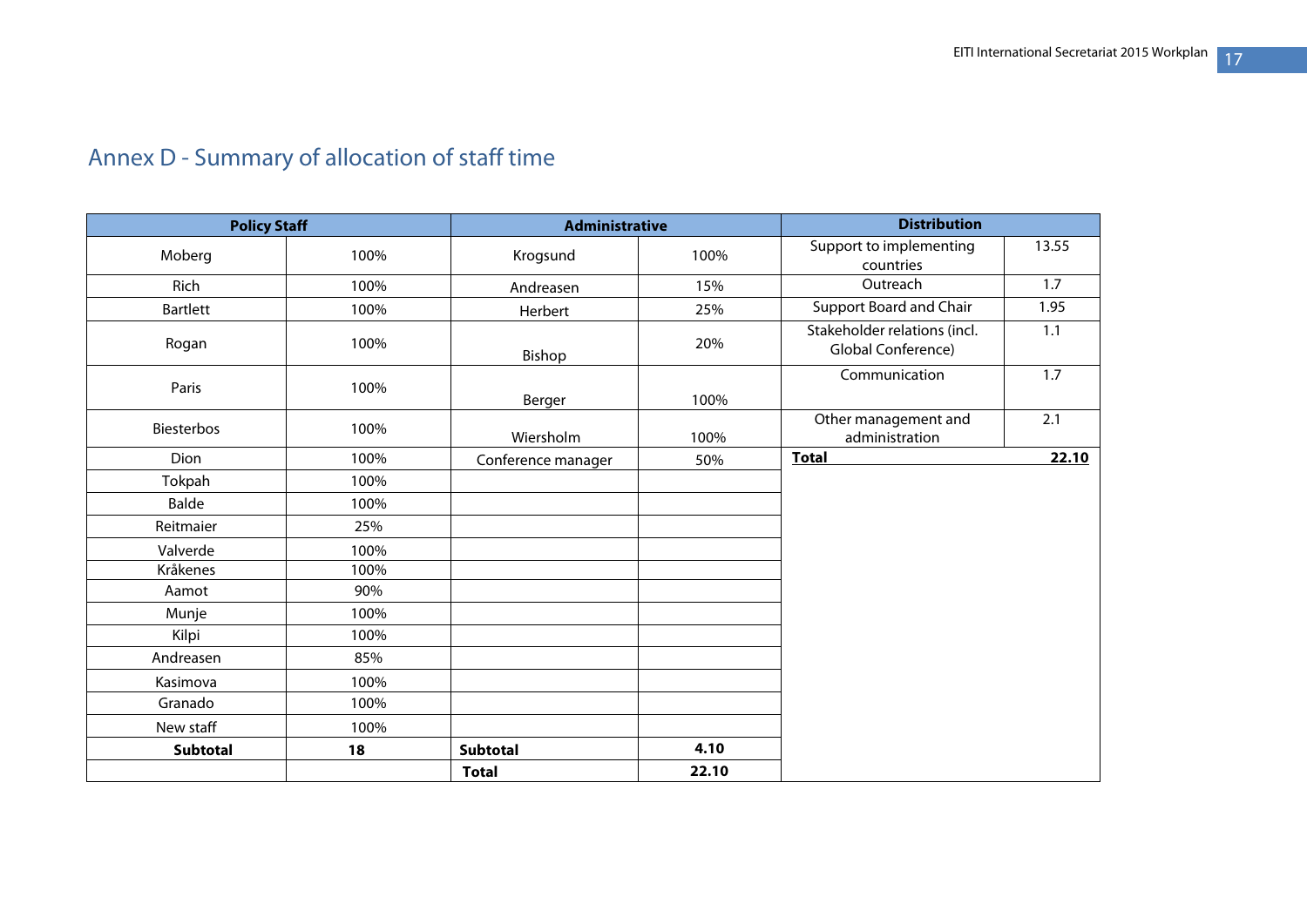## Annex D - Summary of allocation of staff time

| Policy Staff | | Administrative | | Distribution | |
|---|---|---|---|---|---|
| Moberg | 100% | Krogsund | 100% | Support to implementing countries | 13.55 |
| Rich | 100% | Andreasen | 15% | Outreach | 1.7 |
| Bartlett | 100% | Herbert | 25% | Support Board and Chair | 1.95 |
| Rogan | 100% | Bishop | 20% | Stakeholder relations (incl. Global Conference) | 1.1 |
| Paris | 100% | Berger | 100% | Communication | 1.7 |
| Biesterbos | 100% | Wiersholm | 100% | Other management and administration | 2.1 |
| Dion | 100% | Conference manager | 50% | **Total** | **22.10** |
| Tokpah | 100% | | | | |
| Balde | 100% | | | | |
| Reitmaier | 25% | | | | |
| Valverde | 100% | | | | |
| Kråkenes | 100% | | | | |
| Aamot | 90% | | | | |
| Munje | 100% | | | | |
| Kilpi | 100% | | | | |
| Andreasen | 85% | | | | |
| Kasimova | 100% | | | | |
| Granado | 100% | | | | |
| New staff | 100% | | | | |
| **Subtotal** | **18** | **Subtotal** | **4.10** | | |
| | | **Total** | **22.10** | | |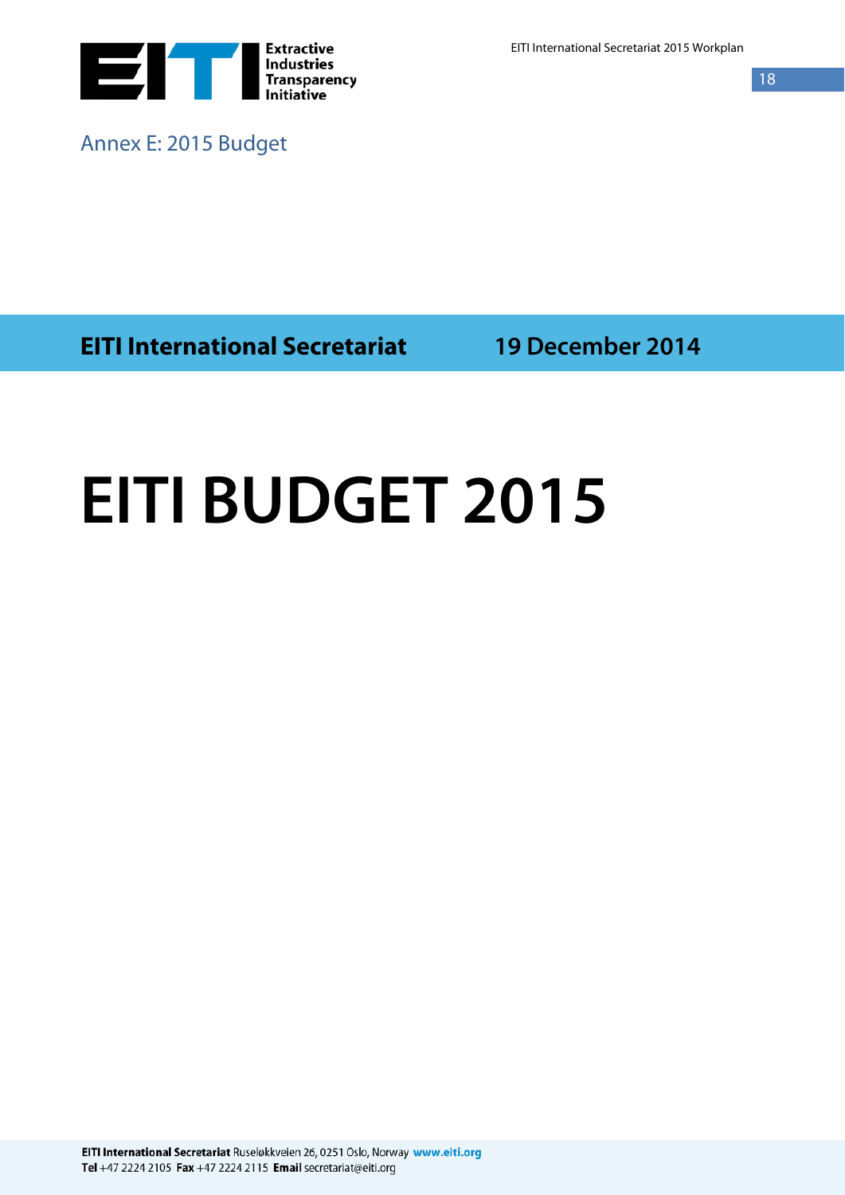Annex E: 2015 Budget

**EITI International Secretariat** 19 December 2014

# EITI BUDGET 2015

**EITI International Secretariat** Ruseløkkveien 26, 0251 Oslo, Norway **www.eiti.org**
**Tel** +47 2224 2105 **Fax** +47 2224 2115 **Email** secretariat@eiti.org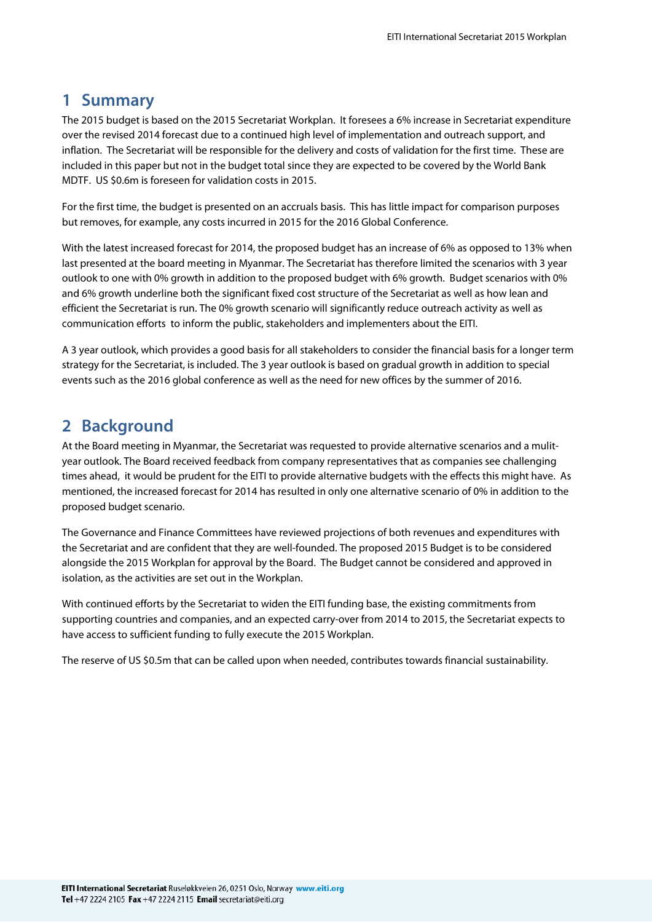# 1 Summary

The 2015 budget is based on the 2015 Secretariat Workplan. It foresees a 6% increase in Secretariat expenditure over the revised 2014 forecast due to a continued high level of implementation and outreach support, and inflation. The Secretariat will be responsible for the delivery and costs of validation for the first time. These are included in this paper but not in the budget total since they are expected to be covered by the World Bank MDTF. US $0.6m is foreseen for validation costs in 2015.

For the first time, the budget is presented on an accruals basis. This has little impact for comparison purposes but removes, for example, any costs incurred in 2015 for the 2016 Global Conference.

With the latest increased forecast for 2014, the proposed budget has an increase of 6% as opposed to 13% when last presented at the board meeting in Myanmar. The Secretariat has therefore limited the scenarios with 3 year outlook to one with 0% growth in addition to the proposed budget with 6% growth. Budget scenarios with 0% and 6% growth underline both the significant fixed cost structure of the Secretariat as well as how lean and efficient the Secretariat is run. The 0% growth scenario will significantly reduce outreach activity as well as communication efforts to inform the public, stakeholders and implementers about the EITI.

A 3 year outlook, which provides a good basis for all stakeholders to consider the financial basis for a longer term strategy for the Secretariat, is included. The 3 year outlook is based on gradual growth in addition to special events such as the 2016 global conference as well as the need for new offices by the summer of 2016.

# 2 Background

At the Board meeting in Myanmar, the Secretariat was requested to provide alternative scenarios and a mulit-year outlook. The Board received feedback from company representatives that as companies see challenging times ahead, it would be prudent for the EITI to provide alternative budgets with the effects this might have. As mentioned, the increased forecast for 2014 has resulted in only one alternative scenario of 0% in addition to the proposed budget scenario.

The Governance and Finance Committees have reviewed projections of both revenues and expenditures with the Secretariat and are confident that they are well-founded. The proposed 2015 Budget is to be considered alongside the 2015 Workplan for approval by the Board. The Budget cannot be considered and approved in isolation, as the activities are set out in the Workplan.

With continued efforts by the Secretariat to widen the EITI funding base, the existing commitments from supporting countries and companies, and an expected carry-over from 2014 to 2015, the Secretariat expects to have access to sufficient funding to fully execute the 2015 Workplan.

The reserve of US $0.5m that can be called upon when needed, contributes towards financial sustainability.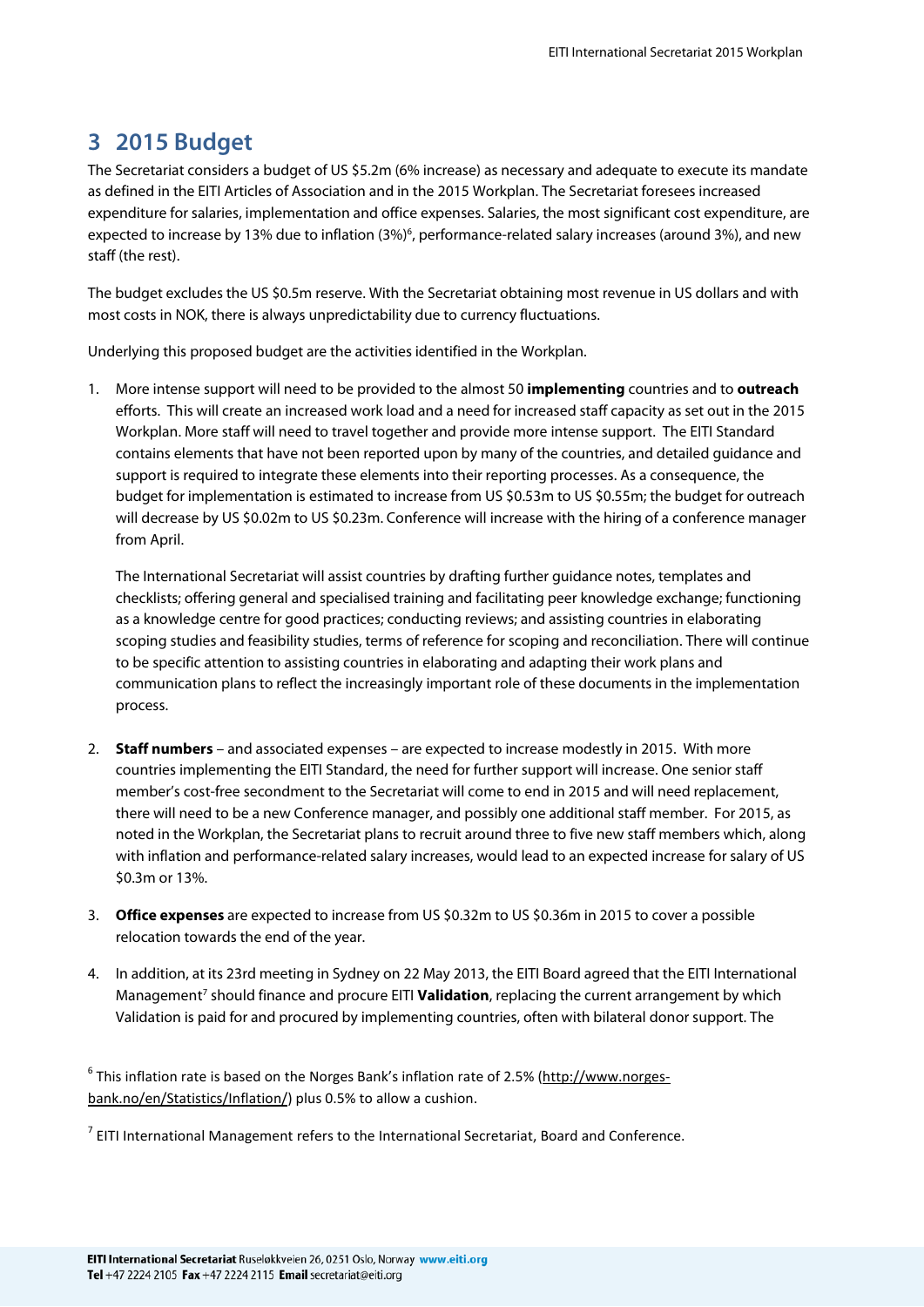# 3 2015 Budget

The Secretariat considers a budget of US $5.2m (6% increase) as necessary and adequate to execute its mandate as defined in the EITI Articles of Association and in the 2015 Workplan. The Secretariat foresees increased expenditure for salaries, implementation and office expenses. Salaries, the most significant cost expenditure, are expected to increase by 13% due to inflation (3%)[6], performance-related salary increases (around 3%), and new staff (the rest).

The budget excludes the US $0.5m reserve. With the Secretariat obtaining most revenue in US dollars and with most costs in NOK, there is always unpredictability due to currency fluctuations.

Underlying this proposed budget are the activities identified in the Workplan.

1. More intense support will need to be provided to the almost 50 **implementing** countries and to **outreach** efforts. This will create an increased work load and a need for increased staff capacity as set out in the 2015 Workplan. More staff will need to travel together and provide more intense support. The EITI Standard contains elements that have not been reported upon by many of the countries, and detailed guidance and support is required to integrate these elements into their reporting processes. As a consequence, the budget for implementation is estimated to increase from US $0.53m to US $0.55m; the budget for outreach will decrease by US $0.02m to US $0.23m. Conference will increase with the hiring of a conference manager from April.

   The International Secretariat will assist countries by drafting further guidance notes, templates and checklists; offering general and specialised training and facilitating peer knowledge exchange; functioning as a knowledge centre for good practices; conducting reviews; and assisting countries in elaborating scoping studies and feasibility studies, terms of reference for scoping and reconciliation. There will continue to be specific attention to assisting countries in elaborating and adapting their work plans and communication plans to reflect the increasingly important role of these documents in the implementation process.

2. **Staff numbers** – and associated expenses – are expected to increase modestly in 2015. With more countries implementing the EITI Standard, the need for further support will increase. One senior staff member's cost-free secondment to the Secretariat will come to end in 2015 and will need replacement, there will need to be a new Conference manager, and possibly one additional staff member. For 2015, as noted in the Workplan, the Secretariat plans to recruit around three to five new staff members which, along with inflation and performance-related salary increases, would lead to an expected increase for salary of US $0.3m or 13%.

3. **Office expenses** are expected to increase from US $0.32m to US $0.36m in 2015 to cover a possible relocation towards the end of the year.

4. In addition, at its 23rd meeting in Sydney on 22 May 2013, the EITI Board agreed that the EITI International Management[7] should finance and procure EITI **Validation**, replacing the current arrangement by which Validation is paid for and procured by implementing countries, often with bilateral donor support. The

[6] This inflation rate is based on the Norges Bank's inflation rate of 2.5% (http://www.norges-bank.no/en/Statistics/Inflation/) plus 0.5% to allow a cushion.

[7] EITI International Management refers to the International Secretariat, Board and Conference.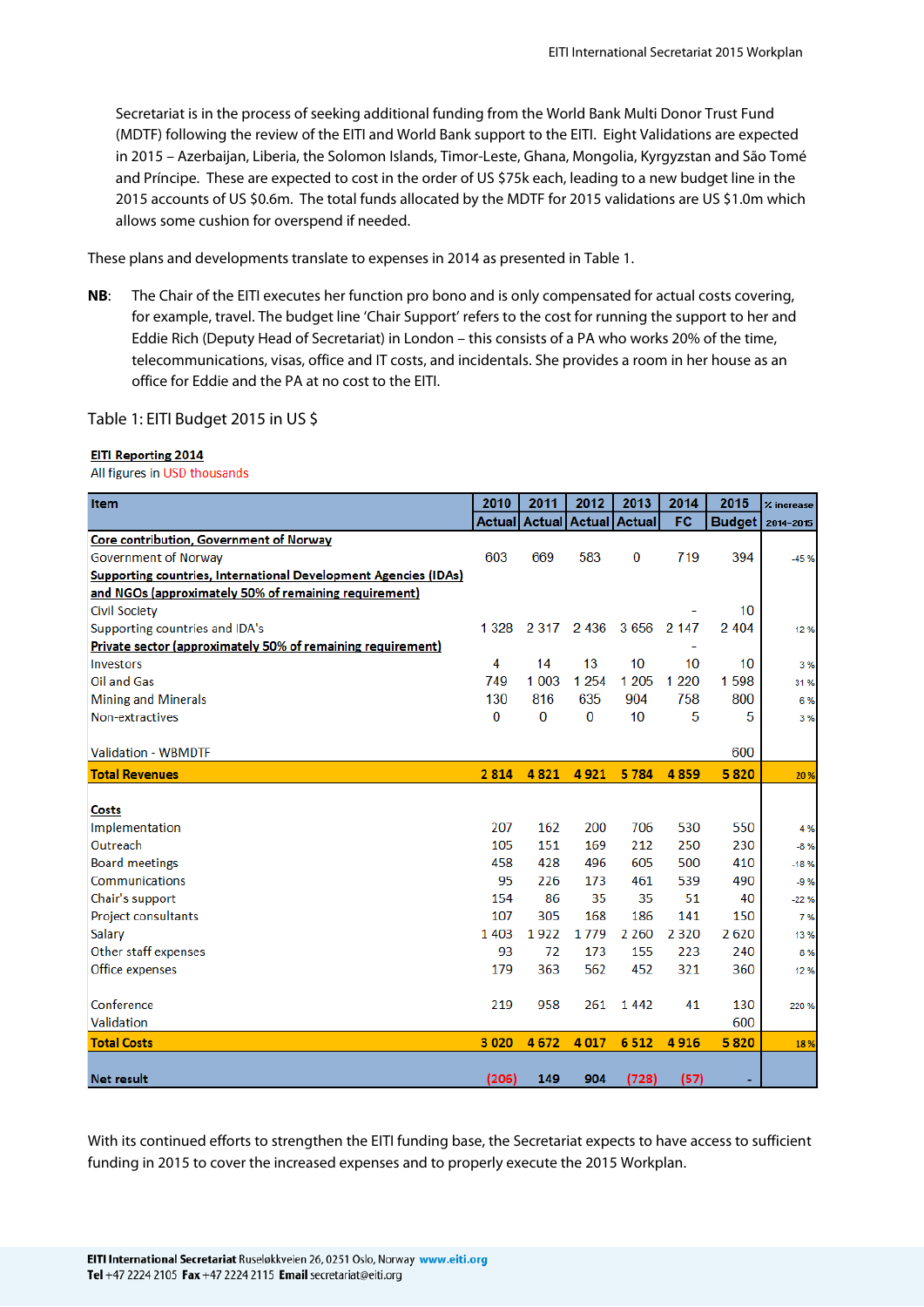Secretariat is in the process of seeking additional funding from the World Bank Multi Donor Trust Fund (MDTF) following the review of the EITI and World Bank support to the EITI. Eight Validations are expected in 2015 – Azerbaijan, Liberia, the Solomon Islands, Timor-Leste, Ghana, Mongolia, Kyrgyzstan and São Tomé and Príncipe. These are expected to cost in the order of US $75k each, leading to a new budget line in the 2015 accounts of US $0.6m. The total funds allocated by the MDTF for 2015 validations are US $1.0m which allows some cushion for overspend if needed.

These plans and developments translate to expenses in 2014 as presented in Table 1.

**NB**: The Chair of the EITI executes her function pro bono and is only compensated for actual costs covering, for example, travel. The budget line 'Chair Support' refers to the cost for running the support to her and Eddie Rich (Deputy Head of Secretariat) in London – this consists of a PA who works 20% of the time, telecommunications, visas, office and IT costs, and incidentals. She provides a room in her house as an office for Eddie and the PA at no cost to the EITI.

Table 1: EITI Budget 2015 in US $

**EITI Reporting 2014**

All figures in USD thousands

| Item | 2010 Actual | 2011 Actual | 2012 Actual | 2013 Actual | 2014 FC | 2015 Budget | % increase 2014-2015 |
|---|---|---|---|---|---|---|---|
| **Core contribution, Government of Norway** | | | | | | | |
| Government of Norway | 603 | 669 | 583 | 0 | 719 | 394 | -45 % |
| **Supporting countries, International Development Agencies (IDAs) and NGOs (approximately 50% of remaining requirement)** | | | | | | | |
| Civil Society | | | | | - | 10 | |
| Supporting countries and IDA's | 1 328 | 2 317 | 2 436 | 3 656 | 2 147 | 2 404 | 12 % |
| **Private sector (approximately 50% of remaining requirement)** | | | | | - | | |
| Investors | 4 | 14 | 13 | 10 | 10 | 10 | 3 % |
| Oil and Gas | 749 | 1 003 | 1 254 | 1 205 | 1 220 | 1 598 | 31 % |
| Mining and Minerals | 130 | 816 | 635 | 904 | 758 | 800 | 6 % |
| Non-extractives | 0 | 0 | 0 | 10 | 5 | 5 | 3 % |
| Validation - WBMDTF | | | | | | 600 | |
| **Total Revenues** | **2 814** | **4 821** | **4 921** | **5 784** | **4 859** | **5 820** | **20 %** |
| **Costs** | | | | | | | |
| Implementation | 207 | 162 | 200 | 706 | 530 | 550 | 4 % |
| Outreach | 105 | 151 | 169 | 212 | 250 | 230 | -8 % |
| Board meetings | 458 | 428 | 496 | 605 | 500 | 410 | -18 % |
| Communications | 95 | 226 | 173 | 461 | 539 | 490 | -9 % |
| Chair's support | 154 | 86 | 35 | 35 | 51 | 40 | -22 % |
| Project consultants | 107 | 305 | 168 | 186 | 141 | 150 | 7 % |
| Salary | 1 403 | 1 922 | 1 779 | 2 260 | 2 320 | 2 620 | 13 % |
| Other staff expenses | 93 | 72 | 173 | 155 | 223 | 240 | 8 % |
| Office expenses | 179 | 363 | 562 | 452 | 321 | 360 | 12 % |
| Conference | 219 | 958 | 261 | 1 442 | 41 | 130 | 220 % |
| Validation | | | | | | 600 | |
| **Total Costs** | **3 020** | **4 672** | **4 017** | **6 512** | **4 916** | **5 820** | **18 %** |
| **Net result** | **(206)** | **149** | **904** | **(728)** | **(57)** | **-** | |

With its continued efforts to strengthen the EITI funding base, the Secretariat expects to have access to sufficient funding in 2015 to cover the increased expenses and to properly execute the 2015 Workplan.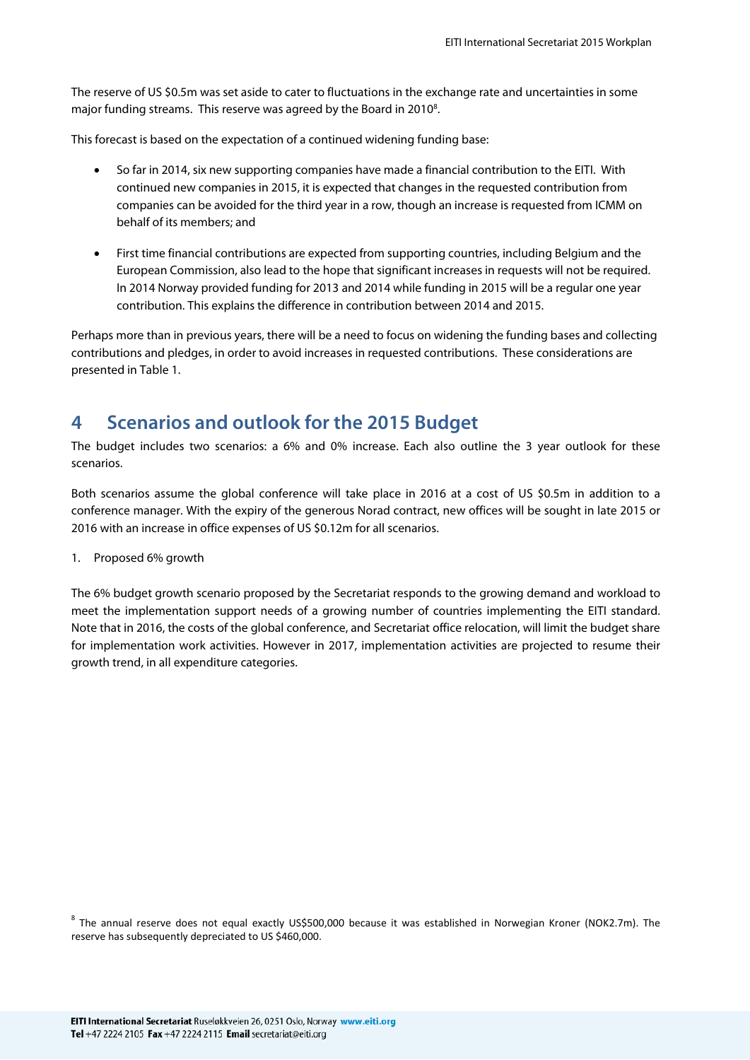The reserve of US $0.5m was set aside to cater to fluctuations in the exchange rate and uncertainties in some major funding streams. This reserve was agreed by the Board in 2010[8].

This forecast is based on the expectation of a continued widening funding base:

- So far in 2014, six new supporting companies have made a financial contribution to the EITI. With continued new companies in 2015, it is expected that changes in the requested contribution from companies can be avoided for the third year in a row, though an increase is requested from ICMM on behalf of its members; and
- First time financial contributions are expected from supporting countries, including Belgium and the European Commission, also lead to the hope that significant increases in requests will not be required. In 2014 Norway provided funding for 2013 and 2014 while funding in 2015 will be a regular one year contribution. This explains the difference in contribution between 2014 and 2015.

Perhaps more than in previous years, there will be a need to focus on widening the funding bases and collecting contributions and pledges, in order to avoid increases in requested contributions. These considerations are presented in Table 1.

## 4 Scenarios and outlook for the 2015 Budget

The budget includes two scenarios: a 6% and 0% increase. Each also outline the 3 year outlook for these scenarios.

Both scenarios assume the global conference will take place in 2016 at a cost of US $0.5m in addition to a conference manager. With the expiry of the generous Norad contract, new offices will be sought in late 2015 or 2016 with an increase in office expenses of US $0.12m for all scenarios.

1. Proposed 6% growth

The 6% budget growth scenario proposed by the Secretariat responds to the growing demand and workload to meet the implementation support needs of a growing number of countries implementing the EITI standard. Note that in 2016, the costs of the global conference, and Secretariat office relocation, will limit the budget share for implementation work activities. However in 2017, implementation activities are projected to resume their growth trend, in all expenditure categories.

[8] The annual reserve does not equal exactly US$500,000 because it was established in Norwegian Kroner (NOK2.7m). The reserve has subsequently depreciated to US $460,000.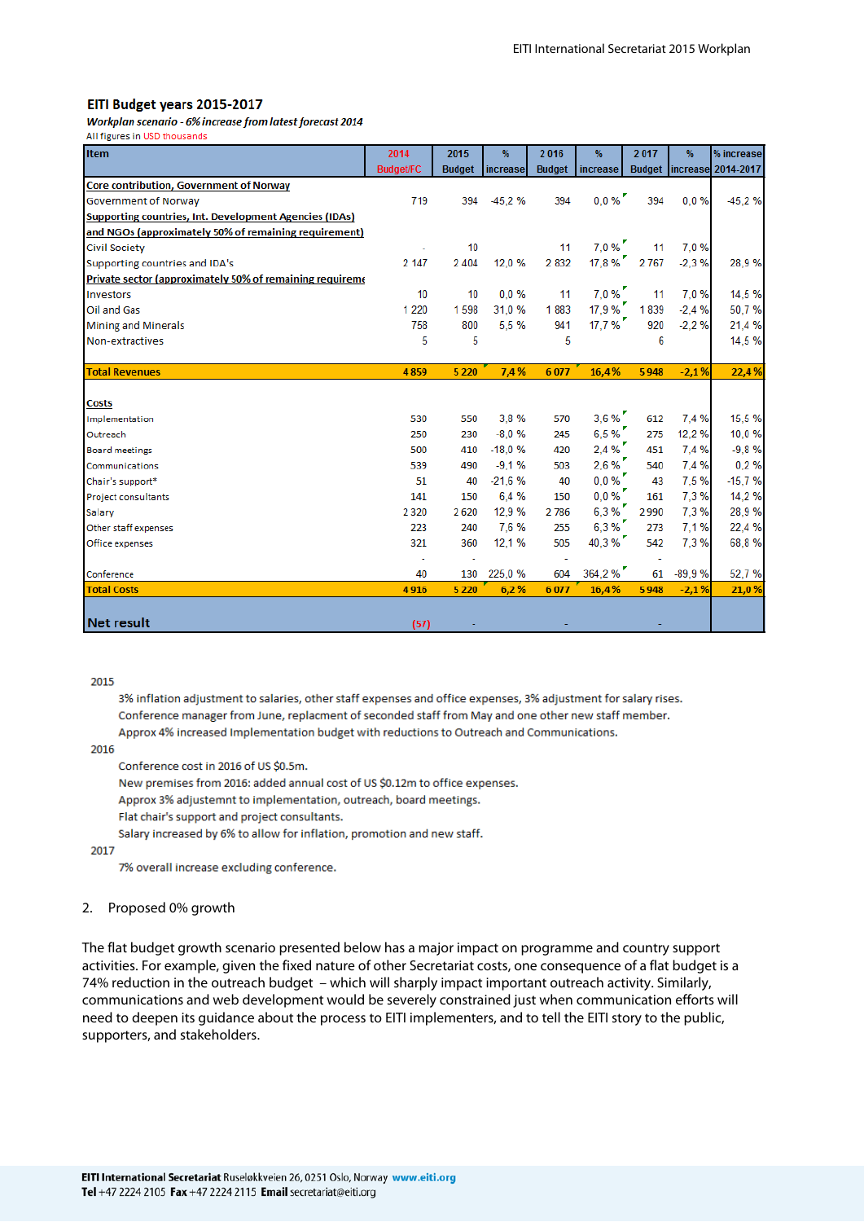### EITI Budget years 2015-2017

***Workplan scenario - 6% increase from latest forecast 2014***

All figures in USD thousands

| Item | 2014 Budget/FC | 2015 Budget | % increase | 2 016 Budget | % increase | 2 017 Budget | % increase | % increase 2014-2017 |
|---|---|---|---|---|---|---|---|---|
| **Core contribution, Government of Norway** | | | | | | | | |
| Government of Norway | 719 | 394 | -45,2 % | 394 | 0,0 % | 394 | 0,0 % | -45,2 % |
| **Supporting countries, Int. Development Agencies (IDAs) and NGOs (approximately 50% of remaining requirement)** | | | | | | | | |
| Civil Society | - | 10 | | 11 | 7,0 % | 11 | 7,0 % | |
| Supporting countries and IDA's | 2 147 | 2 404 | 12,0 % | 2 832 | 17,8 % | 2 767 | -2,3 % | 28,9 % |
| **Private sector (approximately 50% of remaining requireme** | | | | | | | | |
| Investors | 10 | 10 | 0,0 % | 11 | 7,0 % | 11 | 7,0 % | 14,5 % |
| Oil and Gas | 1 220 | 1 598 | 31,0 % | 1 883 | 17,9 % | 1 839 | -2,4 % | 50,7 % |
| Mining and Minerals | 758 | 800 | 5,5 % | 941 | 17,7 % | 920 | -2,2 % | 21,4 % |
| Non-extractives | 5 | 5 | | 5 | | 6 | | 14,5 % |
| **Total Revenues** | **4 859** | **5 220** | **7,4 %** | **6 077** | **16,4 %** | **5 948** | **-2,1 %** | **22,4 %** |
| **Costs** | | | | | | | | |
| Implementation | 530 | 550 | 3,8 % | 570 | 3,6 % | 612 | 7,4 % | 15,5 % |
| Outreach | 250 | 230 | -8,0 % | 245 | 6,5 % | 275 | 12,2 % | 10,0 % |
| Board meetings | 500 | 410 | -18,0 % | 420 | 2,4 % | 451 | 7,4 % | -9,8 % |
| Communications | 539 | 490 | -9,1 % | 503 | 2,6 % | 540 | 7,4 % | 0,2 % |
| Chair's support* | 51 | 40 | -21,6 % | 40 | 0,0 % | 43 | 7,5 % | -15,7 % |
| Project consultants | 141 | 150 | 6,4 % | 150 | 0,0 % | 161 | 7,3 % | 14,2 % |
| Salary | 2 320 | 2 620 | 12,9 % | 2 786 | 6,3 % | 2 990 | 7,3 % | 28,9 % |
| Other staff expenses | 223 | 240 | 7,6 % | 255 | 6,3 % | 273 | 7,1 % | 22,4 % |
| Office expenses | 321 | 360 | 12,1 % | 505 | 40,3 % | 542 | 7,3 % | 68,8 % |
| | - | - | | - | | - | | |
| Conference | 40 | 130 | 225,0 % | 604 | 364,2 % | 61 | -89,9 % | 52,7 % |
| **Total Costs** | **4 916** | **5 220** | **6,2 %** | **6 077** | **16,4 %** | **5 948** | **-2,1 %** | **21,0 %** |
| **Net result** | (57) | - | | - | | - | | |

2015

3% inflation adjustment to salaries, other staff expenses and office expenses, 3% adjustment for salary rises.
Conference manager from June, replacment of seconded staff from May and one other new staff member.
Approx 4% increased Implementation budget with reductions to Outreach and Communications.

2016

Conference cost in 2016 of US $0.5m.
New premises from 2016: added annual cost of US $0.12m to office expenses.
Approx 3% adjustemnt to implementation, outreach, board meetings.
Flat chair's support and project consultants.
Salary increased by 6% to allow for inflation, promotion and new staff.

2017

7% overall increase excluding conference.

2. Proposed 0% growth

The flat budget growth scenario presented below has a major impact on programme and country support activities. For example, given the fixed nature of other Secretariat costs, one consequence of a flat budget is a 74% reduction in the outreach budget – which will sharply impact important outreach activity. Similarly, communications and web development would be severely constrained just when communication efforts will need to deepen its guidance about the process to EITI implementers, and to tell the EITI story to the public, supporters, and stakeholders.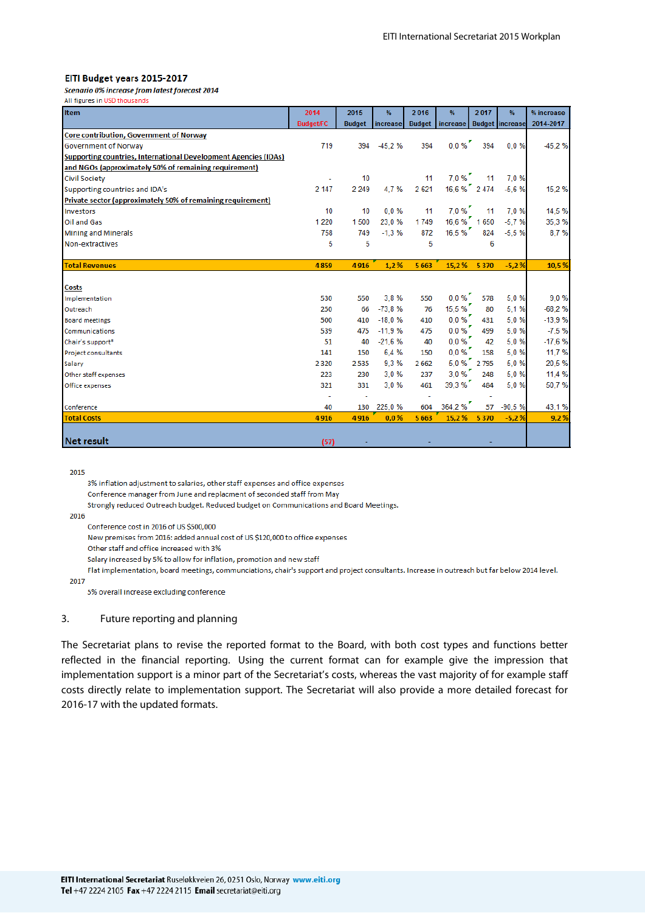**EITI Budget years 2015-2017**

***Scenario 0% increase from latest forecast 2014***

All figures in USD thousands

| Item | 2014 Budget/FC | 2015 Budget | % increase | 2 016 Budget | % increase | 2 017 Budget | % increase | % increase 2014-2017 |
|---|---|---|---|---|---|---|---|---|
| **Core contribution, Government of Norway** | | | | | | | | |
| Government of Norway | 719 | 394 | -45,2 % | 394 | 0,0 % | 394 | 0,0 % | -45,2 % |
| **Supporting countries, International Development Agencies (IDAs) and NGOs (approximately 50% of remaining requirement)** | | | | | | | | |
| Civil Society | - | 10 | | 11 | 7,0 % | 11 | 7,0 % | |
| Supporting countries and IDA's | 2 147 | 2 249 | 4,7 % | 2 621 | 16,6 % | 2 474 | -5,6 % | 15,2 % |
| **Private sector (approximately 50% of remaining requirement)** | | | | | | | | |
| Investors | 10 | 10 | 0,0 % | 11 | 7,0 % | 11 | 7,0 % | 14,5 % |
| Oil and Gas | 1 220 | 1 500 | 23,0 % | 1 749 | 16,6 % | 1 650 | -5,7 % | 35,3 % |
| Mining and Minerals | 758 | 749 | -1,3 % | 872 | 16,5 % | 824 | -5,5 % | 8,7 % |
| Non-extractives | 5 | 5 | | 5 | | 6 | | |
| **Total Revenues** | **4 859** | **4 916** | **1,2 %** | **5 663** | **15,2 %** | **5 370** | **-5,2 %** | **10,5 %** |
| **Costs** | | | | | | | | |
| Implementation | 530 | 550 | 3,8 % | 550 | 0,0 % | 578 | 5,0 % | 9,0 % |
| Outreach | 250 | 66 | -73,8 % | 76 | 15,5 % | 80 | 5,1 % | -68,2 % |
| Board meetings | 500 | 410 | -18,0 % | 410 | 0,0 % | 431 | 5,0 % | -13,9 % |
| Communications | 539 | 475 | -11,9 % | 475 | 0,0 % | 499 | 5,0 % | -7,5 % |
| Chair's support* | 51 | 40 | -21,6 % | 40 | 0,0 % | 42 | 5,0 % | -17,6 % |
| Project consultants | 141 | 150 | 6,4 % | 150 | 0,0 % | 158 | 5,0 % | 11,7 % |
| Salary | 2 320 | 2 535 | 9,3 % | 2 662 | 5,0 % | 2 795 | 5,0 % | 20,5 % |
| Other staff expenses | 223 | 230 | 3,0 % | 237 | 3,0 % | 248 | 5,0 % | 11,4 % |
| Office expenses | 321 | 331 | 3,0 % | 461 | 39,3 % | 484 | 5,0 % | 50,7 % |
| | - | - | | - | | - | | |
| Conference | 40 | 130 | 225,0 % | 604 | 364,2 % | 57 | -90,5 % | 43,1 % |
| **Total Costs** | **4 916** | **4 916** | **0,0 %** | **5 663** | **15,2 %** | **5 370** | **-5,2 %** | **9,2 %** |
| **Net result** | (57) | - | | - | | - | | |

2015

- 3% inflation adjustment to salaries, other staff expenses and office expenses
- Conference manager from June and replacment of seconded staff from May
- Strongly reduced Outreach budget. Reduced budget on Communications and Board Meetings.

2016

- Conference cost in 2016 of US $500,000
- New premises from 2016: added annual cost of US $120,000 to office expenses
- Other staff and office increased with 3%
- Salary increased by 5% to allow for inflation, promotion and new staff
- Flat implementation, board meetings, communciations, chair's support and project consultants. Increase in outreach but far below 2014 level.

2017

- 5% overall increase excluding conference

## 3. Future reporting and planning

The Secretariat plans to revise the reported format to the Board, with both cost types and functions better reflected in the financial reporting. Using the current format can for example give the impression that implementation support is a minor part of the Secretariat's costs, whereas the vast majority of for example staff costs directly relate to implementation support. The Secretariat will also provide a more detailed forecast for 2016-17 with the updated formats.